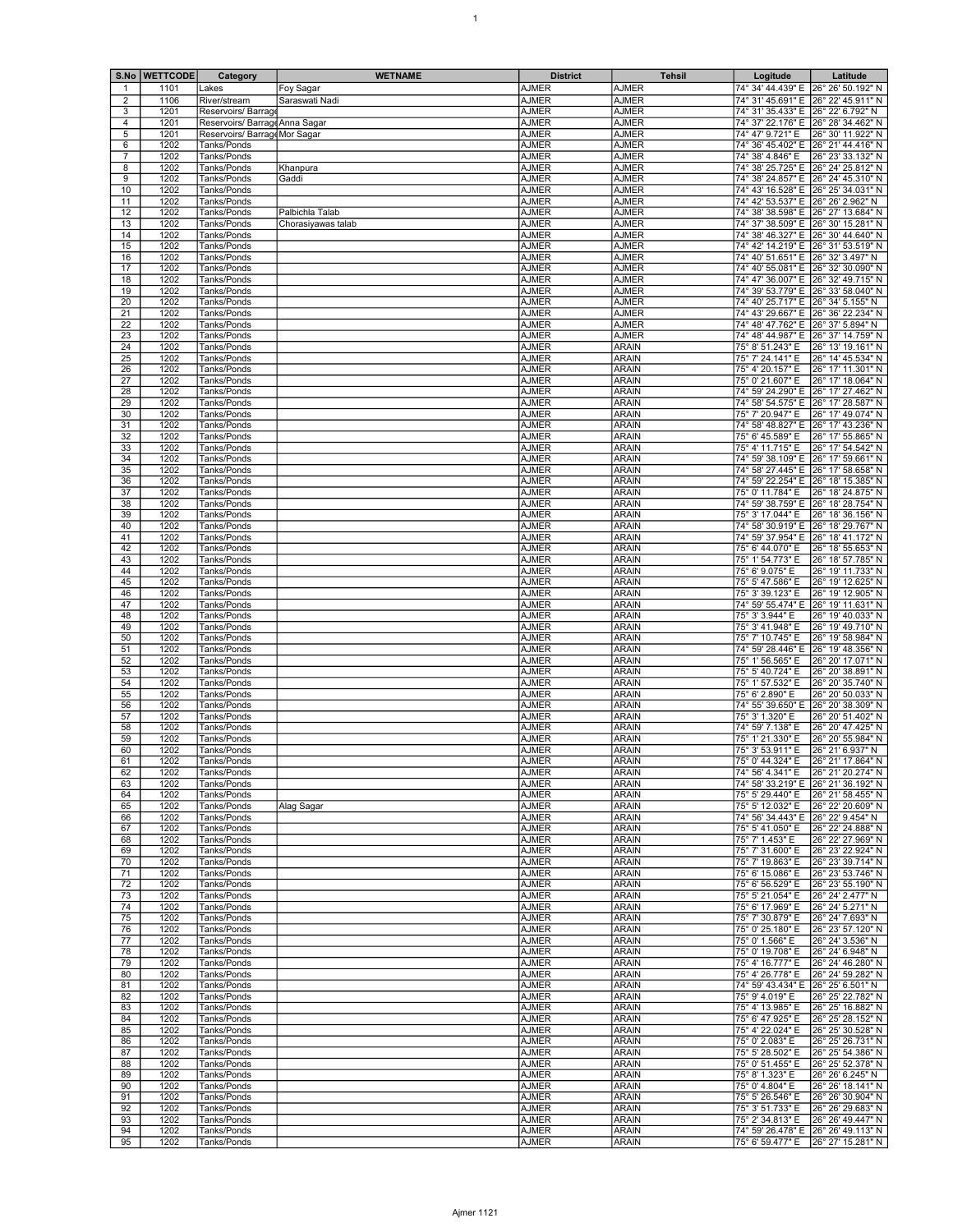| S.No | WETTCODE | Category | WETNAME | District | Tehsil | Logitude | Latitude |
|---|---|---|---|---|---|---|---|
| 1 | 1101 | Lakes | Foy Sagar | AJMER | AJMER | 74° 34' 44.439" E | 26° 26' 50.192" N |
| 2 | 1106 | River/stream | Saraswati Nadi | AJMER | AJMER | 74° 31' 45.691" E | 26° 22' 45.911" N |
| 3 | 1201 | Reservoirs/ Barrage | | AJMER | AJMER | 74° 31' 35.433" E | 26° 22' 6.792" N |
| 4 | 1201 | Reservoirs/ Barrage | Anna Sagar | AJMER | AJMER | 74° 37' 22.176" E | 26° 28' 34.462" N |
| 5 | 1201 | Reservoirs/ Barrage | Mor Sagar | AJMER | AJMER | 74° 47' 9.721" E | 26° 30' 11.922" N |
| 6 | 1202 | Tanks/Ponds | | AJMER | AJMER | 74° 36' 45.402" E | 26° 21' 44.416" N |
| 7 | 1202 | Tanks/Ponds | | AJMER | AJMER | 74° 38' 4.846" E | 26° 23' 33.132" N |
| 8 | 1202 | Tanks/Ponds | Khanpura | AJMER | AJMER | 74° 38' 25.725" E | 26° 24' 25.812" N |
| 9 | 1202 | Tanks/Ponds | Gaddi | AJMER | AJMER | 74° 38' 24.857" E | 26° 24' 45.310" N |
| 10 | 1202 | Tanks/Ponds | | AJMER | AJMER | 74° 43' 16.528" E | 26° 25' 34.031" N |
| 11 | 1202 | Tanks/Ponds | | AJMER | AJMER | 74° 42' 53.537" E | 26° 26' 2.962" N |
| 12 | 1202 | Tanks/Ponds | Palbichla Talab | AJMER | AJMER | 74° 38' 38.598" E | 26° 27' 13.684" N |
| 13 | 1202 | Tanks/Ponds | Chorasiyawas talab | AJMER | AJMER | 74° 37' 38.509" E | 26° 30' 15.281" N |
| 14 | 1202 | Tanks/Ponds | | AJMER | AJMER | 74° 38' 46.327" E | 26° 30' 44.640" N |
| 15 | 1202 | Tanks/Ponds | | AJMER | AJMER | 74° 42' 14.219" E | 26° 31' 53.519" N |
| 16 | 1202 | Tanks/Ponds | | AJMER | AJMER | 74° 40' 51.651" E | 26° 32' 3.497" N |
| 17 | 1202 | Tanks/Ponds | | AJMER | AJMER | 74° 40' 55.081" E | 26° 32' 30.090" N |
| 18 | 1202 | Tanks/Ponds | | AJMER | AJMER | 74° 47' 36.007" E | 26° 32' 49.715" N |
| 19 | 1202 | Tanks/Ponds | | AJMER | AJMER | 74° 39' 53.779" E | 26° 33' 58.040" N |
| 20 | 1202 | Tanks/Ponds | | AJMER | AJMER | 74° 40' 25.717" E | 26° 34' 5.155" N |
| 21 | 1202 | Tanks/Ponds | | AJMER | AJMER | 74° 43' 29.667" E | 26° 36' 22.234" N |
| 22 | 1202 | Tanks/Ponds | | AJMER | AJMER | 74° 48' 47.762" E | 26° 37' 5.894" N |
| 23 | 1202 | Tanks/Ponds | | AJMER | AJMER | 74° 48' 44.987" E | 26° 37' 14.759" N |
| 24 | 1202 | Tanks/Ponds | | AJMER | ARAIN | 75° 8' 51.243" E | 26° 13' 19.161" N |
| 25 | 1202 | Tanks/Ponds | | AJMER | ARAIN | 75° 7' 24.141" E | 26° 14' 45.534" N |
| 26 | 1202 | Tanks/Ponds | | AJMER | ARAIN | 75° 4' 20.157" E | 26° 17' 11.301" N |
| 27 | 1202 | Tanks/Ponds | | AJMER | ARAIN | 75° 0' 21.607" E | 26° 17' 18.064" N |
| 28 | 1202 | Tanks/Ponds | | AJMER | ARAIN | 74° 59' 24.290" E | 26° 17' 27.462" N |
| 29 | 1202 | Tanks/Ponds | | AJMER | ARAIN | 74° 58' 54.575" E | 26° 17' 28.587" N |
| 30 | 1202 | Tanks/Ponds | | AJMER | ARAIN | 75° 7' 20.947" E | 26° 17' 49.074" N |
| 31 | 1202 | Tanks/Ponds | | AJMER | ARAIN | 74° 58' 48.827" E | 26° 17' 43.236" N |
| 32 | 1202 | Tanks/Ponds | | AJMER | ARAIN | 75° 6' 45.589" E | 26° 17' 55.865" N |
| 33 | 1202 | Tanks/Ponds | | AJMER | ARAIN | 75° 4' 11.715" E | 26° 17' 54.542" N |
| 34 | 1202 | Tanks/Ponds | | AJMER | ARAIN | 74° 59' 38.109" E | 26° 17' 59.661" N |
| 35 | 1202 | Tanks/Ponds | | AJMER | ARAIN | 74° 58' 27.445" E | 26° 17' 58.658" N |
| 36 | 1202 | Tanks/Ponds | | AJMER | ARAIN | 74° 59' 22.254" E | 26° 18' 15.385" N |
| 37 | 1202 | Tanks/Ponds | | AJMER | ARAIN | 75° 0' 11.784" E | 26° 18' 24.875" N |
| 38 | 1202 | Tanks/Ponds | | AJMER | ARAIN | 74° 59' 38.759" E | 26° 18' 28.754" N |
| 39 | 1202 | Tanks/Ponds | | AJMER | ARAIN | 75° 3' 17.044" E | 26° 18' 36.156" N |
| 40 | 1202 | Tanks/Ponds | | AJMER | ARAIN | 74° 58' 30.919" E | 26° 18' 29.767" N |
| 41 | 1202 | Tanks/Ponds | | AJMER | ARAIN | 74° 59' 37.954" E | 26° 18' 41.172" N |
| 42 | 1202 | Tanks/Ponds | | AJMER | ARAIN | 75° 6' 44.070" E | 26° 18' 55.653" N |
| 43 | 1202 | Tanks/Ponds | | AJMER | ARAIN | 75° 1' 54.773" E | 26° 18' 57.785" N |
| 44 | 1202 | Tanks/Ponds | | AJMER | ARAIN | 75° 6' 9.075" E | 26° 19' 11.733" N |
| 45 | 1202 | Tanks/Ponds | | AJMER | ARAIN | 75° 5' 47.586" E | 26° 19' 12.625" N |
| 46 | 1202 | Tanks/Ponds | | AJMER | ARAIN | 75° 3' 39.123" E | 26° 19' 12.905" N |
| 47 | 1202 | Tanks/Ponds | | AJMER | ARAIN | 74° 59' 55.474" E | 26° 19' 11.631" N |
| 48 | 1202 | Tanks/Ponds | | AJMER | ARAIN | 75° 3' 3.944" E | 26° 19' 40.033" N |
| 49 | 1202 | Tanks/Ponds | | AJMER | ARAIN | 75° 3' 41.948" E | 26° 19' 49.710" N |
| 50 | 1202 | Tanks/Ponds | | AJMER | ARAIN | 75° 7' 10.745" E | 26° 19' 58.984" N |
| 51 | 1202 | Tanks/Ponds | | AJMER | ARAIN | 74° 59' 28.446" E | 26° 19' 48.356" N |
| 52 | 1202 | Tanks/Ponds | | AJMER | ARAIN | 75° 1' 56.565" E | 26° 20' 17.071" N |
| 53 | 1202 | Tanks/Ponds | | AJMER | ARAIN | 75° 5' 40.724" E | 26° 20' 38.891" N |
| 54 | 1202 | Tanks/Ponds | | AJMER | ARAIN | 75° 1' 57.532" E | 26° 20' 35.740" N |
| 55 | 1202 | Tanks/Ponds | | AJMER | ARAIN | 75° 6' 2.890" E | 26° 20' 50.033" N |
| 56 | 1202 | Tanks/Ponds | | AJMER | ARAIN | 74° 55' 39.650" E | 26° 20' 38.309" N |
| 57 | 1202 | Tanks/Ponds | | AJMER | ARAIN | 75° 3' 1.320" E | 26° 20' 51.402" N |
| 58 | 1202 | Tanks/Ponds | | AJMER | ARAIN | 74° 59' 7.138" E | 26° 20' 47.425" N |
| 59 | 1202 | Tanks/Ponds | | AJMER | ARAIN | 75° 1' 21.330" E | 26° 20' 55.984" N |
| 60 | 1202 | Tanks/Ponds | | AJMER | ARAIN | 75° 3' 53.911" E | 26° 21' 6.937" N |
| 61 | 1202 | Tanks/Ponds | | AJMER | ARAIN | 75° 0' 44.324" E | 26° 21' 17.864" N |
| 62 | 1202 | Tanks/Ponds | | AJMER | ARAIN | 74° 56' 4.341" E | 26° 21' 20.274" N |
| 63 | 1202 | Tanks/Ponds | | AJMER | ARAIN | 74° 58' 33.219" E | 26° 21' 36.192" N |
| 64 | 1202 | Tanks/Ponds | | AJMER | ARAIN | 75° 5' 29.440" E | 26° 21' 58.455" N |
| 65 | 1202 | Tanks/Ponds | Alag Sagar | AJMER | ARAIN | 75° 5' 12.032" E | 26° 22' 20.609" N |
| 66 | 1202 | Tanks/Ponds | | AJMER | ARAIN | 74° 56' 34.443" E | 26° 22' 9.454" N |
| 67 | 1202 | Tanks/Ponds | | AJMER | ARAIN | 75° 5' 41.050" E | 26° 22' 24.888" N |
| 68 | 1202 | Tanks/Ponds | | AJMER | ARAIN | 75° 7' 1.453" E | 26° 22' 27.969" N |
| 69 | 1202 | Tanks/Ponds | | AJMER | ARAIN | 75° 7' 31.600" E | 26° 23' 22.924" N |
| 70 | 1202 | Tanks/Ponds | | AJMER | ARAIN | 75° 7' 19.863" E | 26° 23' 39.714" N |
| 71 | 1202 | Tanks/Ponds | | AJMER | ARAIN | 75° 6' 15.086" E | 26° 23' 53.746" N |
| 72 | 1202 | Tanks/Ponds | | AJMER | ARAIN | 75° 6' 56.529" E | 26° 23' 55.190" N |
| 73 | 1202 | Tanks/Ponds | | AJMER | ARAIN | 75° 5' 21.054" E | 26° 24' 2.477" N |
| 74 | 1202 | Tanks/Ponds | | AJMER | ARAIN | 75° 6' 17.969" E | 26° 24' 5.271" N |
| 75 | 1202 | Tanks/Ponds | | AJMER | ARAIN | 75° 7' 30.879" E | 26° 24' 7.693" N |
| 76 | 1202 | Tanks/Ponds | | AJMER | ARAIN | 75° 0' 25.180" E | 26° 23' 57.120" N |
| 77 | 1202 | Tanks/Ponds | | AJMER | ARAIN | 75° 0' 1.566" E | 26° 24' 3.536" N |
| 78 | 1202 | Tanks/Ponds | | AJMER | ARAIN | 75° 0' 19.708" E | 26° 24' 6.948" N |
| 79 | 1202 | Tanks/Ponds | | AJMER | ARAIN | 75° 4' 16.777" E | 26° 24' 46.280" N |
| 80 | 1202 | Tanks/Ponds | | AJMER | ARAIN | 75° 4' 26.778" E | 26° 24' 59.282" N |
| 81 | 1202 | Tanks/Ponds | | AJMER | ARAIN | 74° 59' 43.434" E | 26° 25' 6.501" N |
| 82 | 1202 | Tanks/Ponds | | AJMER | ARAIN | 75° 9' 4.019" E | 26° 25' 22.782" N |
| 83 | 1202 | Tanks/Ponds | | AJMER | ARAIN | 75° 4' 13.985" E | 26° 25' 16.882" N |
| 84 | 1202 | Tanks/Ponds | | AJMER | ARAIN | 75° 6' 47.925" E | 26° 25' 28.152" N |
| 85 | 1202 | Tanks/Ponds | | AJMER | ARAIN | 75° 4' 22.024" E | 26° 25' 30.528" N |
| 86 | 1202 | Tanks/Ponds | | AJMER | ARAIN | 75° 0' 2.083" E | 26° 25' 26.731" N |
| 87 | 1202 | Tanks/Ponds | | AJMER | ARAIN | 75° 5' 28.502" E | 26° 25' 54.386" N |
| 88 | 1202 | Tanks/Ponds | | AJMER | ARAIN | 75° 0' 51.455" E | 26° 25' 52.378" N |
| 89 | 1202 | Tanks/Ponds | | AJMER | ARAIN | 75° 8' 1.323" E | 26° 26' 6.245" N |
| 90 | 1202 | Tanks/Ponds | | AJMER | ARAIN | 75° 0' 4.804" E | 26° 26' 18.141" N |
| 91 | 1202 | Tanks/Ponds | | AJMER | ARAIN | 75° 5' 26.546" E | 26° 26' 30.904" N |
| 92 | 1202 | Tanks/Ponds | | AJMER | ARAIN | 75° 3' 51.733" E | 26° 26' 29.683" N |
| 93 | 1202 | Tanks/Ponds | | AJMER | ARAIN | 75° 2' 34.813" E | 26° 26' 49.447" N |
| 94 | 1202 | Tanks/Ponds | | AJMER | ARAIN | 74° 59' 26.478" E | 26° 26' 49.113" N |
| 95 | 1202 | Tanks/Ponds | | AJMER | ARAIN | 75° 6' 59.477" E | 26° 27' 15.281" N |

Ajmer 1121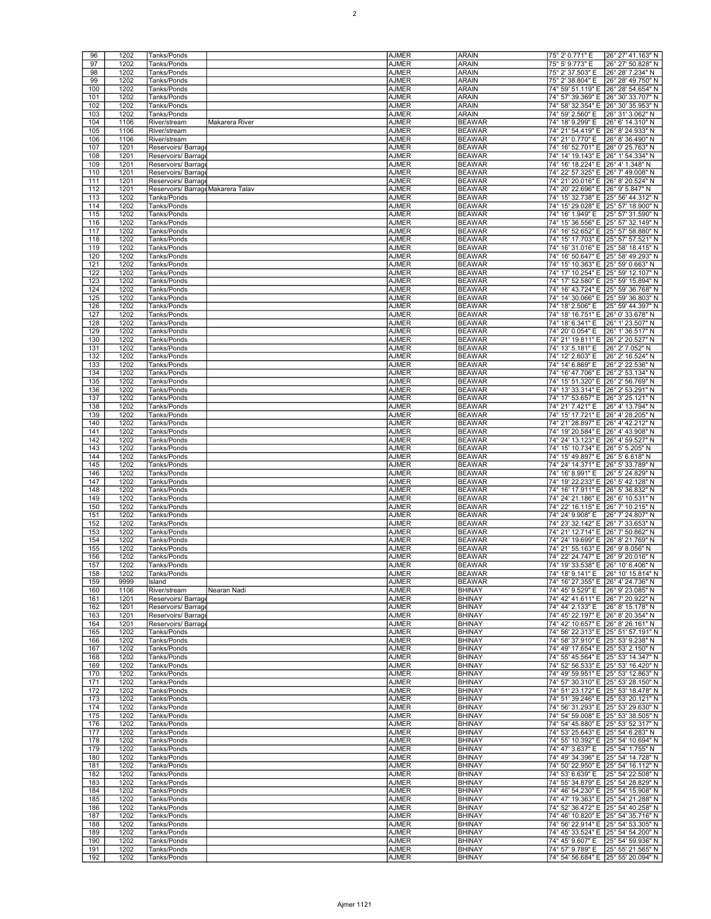| | | | | | | | |
|---|---|---|---|---|---|---|---|
| 96 | 1202 | Tanks/Ponds | | AJMER | ARAIN | 75° 2' 0.771" E | 26° 27' 41.163" N |
| 97 | 1202 | Tanks/Ponds | | AJMER | ARAIN | 75° 5' 9.773" E | 26° 27' 50.828" N |
| 98 | 1202 | Tanks/Ponds | | AJMER | ARAIN | 75° 2' 37.503" E | 26° 28' 7.234" N |
| 99 | 1202 | Tanks/Ponds | | AJMER | ARAIN | 75° 2' 38.804" E | 26° 28' 49.750" N |
| 100 | 1202 | Tanks/Ponds | | AJMER | ARAIN | 74° 59' 51.119" E | 26° 28' 54.654" N |
| 101 | 1202 | Tanks/Ponds | | AJMER | ARAIN | 74° 57' 39.369" E | 26° 30' 33.707" N |
| 102 | 1202 | Tanks/Ponds | | AJMER | ARAIN | 74° 58' 32.354" E | 26° 30' 35.953" N |
| 103 | 1202 | Tanks/Ponds | | AJMER | ARAIN | 74° 59' 2.560" E | 26° 31' 3.062" N |
| 104 | 1106 | River/stream | Makarera River | AJMER | BEAWAR | 74° 18' 9.299" E | 26° 6' 14.310" N |
| 105 | 1106 | River/stream | | AJMER | BEAWAR | 74° 21' 54.419" E | 26° 8' 24.933" N |
| 106 | 1106 | River/stream | | AJMER | BEAWAR | 74° 21' 0.770" E | 26° 8' 36.490" N |
| 107 | 1201 | Reservoirs/ Barrage | | AJMER | BEAWAR | 74° 16' 52.701" E | 26° 0' 25.763" N |
| 108 | 1201 | Reservoirs/ Barrage | | AJMER | BEAWAR | 74° 14' 19.143" E | 26° 1' 54.334" N |
| 109 | 1201 | Reservoirs/ Barrage | | AJMER | BEAWAR | 74° 16' 18.224" E | 26° 4' 1.348" N |
| 110 | 1201 | Reservoirs/ Barrage | | AJMER | BEAWAR | 74° 22' 57.325" E | 26° 7' 49.008" N |
| 111 | 1201 | Reservoirs/ Barrage | | AJMER | BEAWAR | 74° 21' 20.016" E | 26° 8' 20.524" N |
| 112 | 1201 | Reservoirs/ Barrage | Makarera Talav | AJMER | BEAWAR | 74° 20' 22.696" E | 26° 9' 5.847" N |
| 113 | 1202 | Tanks/Ponds | | AJMER | BEAWAR | 74° 15' 32.738" E | 25° 56' 44.312" N |
| 114 | 1202 | Tanks/Ponds | | AJMER | BEAWAR | 74° 15' 29.028" E | 25° 57' 18.900" N |
| 115 | 1202 | Tanks/Ponds | | AJMER | BEAWAR | 74° 16' 1.949" E | 25° 57' 31.590" N |
| 116 | 1202 | Tanks/Ponds | | AJMER | BEAWAR | 74° 15' 36.556" E | 25° 57' 32.149" N |
| 117 | 1202 | Tanks/Ponds | | AJMER | BEAWAR | 74° 16' 52.652" E | 25° 57' 58.880" N |
| 118 | 1202 | Tanks/Ponds | | AJMER | BEAWAR | 74° 15' 17.703" E | 25° 57' 57.521" N |
| 119 | 1202 | Tanks/Ponds | | AJMER | BEAWAR | 74° 16' 31.016" E | 25° 58' 18.415" N |
| 120 | 1202 | Tanks/Ponds | | AJMER | BEAWAR | 74° 16' 50.647" E | 25° 58' 49.293" N |
| 121 | 1202 | Tanks/Ponds | | AJMER | BEAWAR | 74° 15' 10.363" E | 25° 59' 0.663" N |
| 122 | 1202 | Tanks/Ponds | | AJMER | BEAWAR | 74° 17' 10.254" E | 25° 59' 12.107" N |
| 123 | 1202 | Tanks/Ponds | | AJMER | BEAWAR | 74° 17' 52.580" E | 25° 59' 15.894" N |
| 124 | 1202 | Tanks/Ponds | | AJMER | BEAWAR | 74° 16' 43.724" E | 25° 59' 36.768" N |
| 125 | 1202 | Tanks/Ponds | | AJMER | BEAWAR | 74° 14' 30.066" E | 25° 59' 36.803" N |
| 126 | 1202 | Tanks/Ponds | | AJMER | BEAWAR | 74° 18' 2.506" E | 25° 59' 44.397" N |
| 127 | 1202 | Tanks/Ponds | | AJMER | BEAWAR | 74° 18' 16.751" E | 26° 0' 33.678" N |
| 128 | 1202 | Tanks/Ponds | | AJMER | BEAWAR | 74° 18' 6.341" E | 26° 1' 23.507" N |
| 129 | 1202 | Tanks/Ponds | | AJMER | BEAWAR | 74° 20' 0.054" E | 26° 1' 36.517" N |
| 130 | 1202 | Tanks/Ponds | | AJMER | BEAWAR | 74° 21' 19.811" E | 26° 2' 20.527" N |
| 131 | 1202 | Tanks/Ponds | | AJMER | BEAWAR | 74° 13' 5.181" E | 26° 2' 7.052" N |
| 132 | 1202 | Tanks/Ponds | | AJMER | BEAWAR | 74° 12' 2.603" E | 26° 2' 16.524" N |
| 133 | 1202 | Tanks/Ponds | | AJMER | BEAWAR | 74° 14' 6.869" E | 26° 2' 22.536" N |
| 134 | 1202 | Tanks/Ponds | | AJMER | BEAWAR | 74° 16' 47.706" E | 26° 2' 53.134" N |
| 135 | 1202 | Tanks/Ponds | | AJMER | BEAWAR | 74° 15' 51.320" E | 26° 2' 56.769" N |
| 136 | 1202 | Tanks/Ponds | | AJMER | BEAWAR | 74° 13' 33.314" E | 26° 2' 53.291" N |
| 137 | 1202 | Tanks/Ponds | | AJMER | BEAWAR | 74° 17' 53.657" E | 26° 3' 25.121" N |
| 138 | 1202 | Tanks/Ponds | | AJMER | BEAWAR | 74° 21' 7.421" E | 26° 4' 13.794" N |
| 139 | 1202 | Tanks/Ponds | | AJMER | BEAWAR | 74° 15' 17.721" E | 26° 4' 28.205" N |
| 140 | 1202 | Tanks/Ponds | | AJMER | BEAWAR | 74° 21' 28.897" E | 26° 4' 42.212" N |
| 141 | 1202 | Tanks/Ponds | | AJMER | BEAWAR | 74° 19' 20.584" E | 26° 4' 43.908" N |
| 142 | 1202 | Tanks/Ponds | | AJMER | BEAWAR | 74° 24' 13.123" E | 26° 4' 59.527" N |
| 143 | 1202 | Tanks/Ponds | | AJMER | BEAWAR | 74° 15' 10.734" E | 26° 5' 5.205" N |
| 144 | 1202 | Tanks/Ponds | | AJMER | BEAWAR | 74° 15' 49.897" E | 26° 5' 6.618" N |
| 145 | 1202 | Tanks/Ponds | | AJMER | BEAWAR | 74° 24' 14.371" E | 26° 5' 33.789" N |
| 146 | 1202 | Tanks/Ponds | | AJMER | BEAWAR | 74° 16' 8.991" E | 26° 5' 24.829" N |
| 147 | 1202 | Tanks/Ponds | | AJMER | BEAWAR | 74° 19' 22.233" E | 26° 5' 42.128" N |
| 148 | 1202 | Tanks/Ponds | | AJMER | BEAWAR | 74° 16' 17.911" E | 26° 5' 36.832" N |
| 149 | 1202 | Tanks/Ponds | | AJMER | BEAWAR | 74° 24' 21.186" E | 26° 6' 10.531" N |
| 150 | 1202 | Tanks/Ponds | | AJMER | BEAWAR | 74° 22' 16.115" E | 26° 7' 10.215" N |
| 151 | 1202 | Tanks/Ponds | | AJMER | BEAWAR | 74° 24' 9.908" E | 26° 7' 24.807" N |
| 152 | 1202 | Tanks/Ponds | | AJMER | BEAWAR | 74° 23' 32.142" E | 26° 7' 33.653" N |
| 153 | 1202 | Tanks/Ponds | | AJMER | BEAWAR | 74° 21' 12.714" E | 26° 7' 50.862" N |
| 154 | 1202 | Tanks/Ponds | | AJMER | BEAWAR | 74° 24' 19.699" E | 26° 8' 21.769" N |
| 155 | 1202 | Tanks/Ponds | | AJMER | BEAWAR | 74° 21' 55.163" E | 26° 9' 8.056" N |
| 156 | 1202 | Tanks/Ponds | | AJMER | BEAWAR | 74° 22' 24.747" E | 26° 9' 20.016" N |
| 157 | 1202 | Tanks/Ponds | | AJMER | BEAWAR | 74° 19' 33.538" E | 26° 10' 6.406" N |
| 158 | 1202 | Tanks/Ponds | | AJMER | BEAWAR | 74° 18' 9.141" E | 26° 10' 15.814" N |
| 159 | 9999 | Island | | AJMER | BEAWAR | 74° 16' 27.355" E | 26° 4' 24.736" N |
| 160 | 1106 | River/stream | Nearan Nadi | AJMER | BHINAY | 74° 45' 9.529" E | 26° 9' 23.085" N |
| 161 | 1201 | Reservoirs/ Barrage | | AJMER | BHINAY | 74° 42' 41.611" E | 26° 7' 20.922" N |
| 162 | 1201 | Reservoirs/ Barrage | | AJMER | BHINAY | 74° 44' 2.133" E | 26° 8' 15.178" N |
| 163 | 1201 | Reservoirs/ Barrage | | AJMER | BHINAY | 74° 45' 22.197" E | 26° 8' 20.354" N |
| 164 | 1201 | Reservoirs/ Barrage | | AJMER | BHINAY | 74° 42' 10.657" E | 26° 8' 26.161" N |
| 165 | 1202 | Tanks/Ponds | | AJMER | BHINAY | 74° 56' 22.313" E | 25° 51' 57.191" N |
| 166 | 1202 | Tanks/Ponds | | AJMER | BHINAY | 74° 58' 37.910" E | 25° 53' 9.238" N |
| 167 | 1202 | Tanks/Ponds | | AJMER | BHINAY | 74° 49' 17.654" E | 25° 53' 2.150" N |
| 168 | 1202 | Tanks/Ponds | | AJMER | BHINAY | 74° 55' 45.564" E | 25° 53' 14.347" N |
| 169 | 1202 | Tanks/Ponds | | AJMER | BHINAY | 74° 52' 56.533" E | 25° 53' 16.420" N |
| 170 | 1202 | Tanks/Ponds | | AJMER | BHINAY | 74° 49' 59.951" E | 25° 53' 12.863" N |
| 171 | 1202 | Tanks/Ponds | | AJMER | BHINAY | 74° 57' 30.310" E | 25° 53' 28.150" N |
| 172 | 1202 | Tanks/Ponds | | AJMER | BHINAY | 74° 51' 23.172" E | 25° 53' 18.478" N |
| 173 | 1202 | Tanks/Ponds | | AJMER | BHINAY | 74° 51' 39.246" E | 25° 53' 20.121" N |
| 174 | 1202 | Tanks/Ponds | | AJMER | BHINAY | 74° 56' 31.293" E | 25° 53' 29.630" N |
| 175 | 1202 | Tanks/Ponds | | AJMER | BHINAY | 74° 54' 59.008" E | 25° 53' 38.505" N |
| 176 | 1202 | Tanks/Ponds | | AJMER | BHINAY | 74° 54' 45.880" E | 25° 53' 52.317" N |
| 177 | 1202 | Tanks/Ponds | | AJMER | BHINAY | 74° 53' 25.643" E | 25° 54' 6.283" N |
| 178 | 1202 | Tanks/Ponds | | AJMER | BHINAY | 74° 55' 10.392" E | 25° 54' 10.694" N |
| 179 | 1202 | Tanks/Ponds | | AJMER | BHINAY | 74° 47' 3.637" E | 25° 54' 1.755" N |
| 180 | 1202 | Tanks/Ponds | | AJMER | BHINAY | 74° 49' 34.396" E | 25° 54' 14.728" N |
| 181 | 1202 | Tanks/Ponds | | AJMER | BHINAY | 74° 50' 22.950" E | 25° 54' 16.112" N |
| 182 | 1202 | Tanks/Ponds | | AJMER | BHINAY | 74° 53' 6.639" E | 25° 54' 22.508" N |
| 183 | 1202 | Tanks/Ponds | | AJMER | BHINAY | 74° 55' 34.879" E | 25° 54' 28.829" N |
| 184 | 1202 | Tanks/Ponds | | AJMER | BHINAY | 74° 46' 54.230" E | 25° 54' 15.908" N |
| 185 | 1202 | Tanks/Ponds | | AJMER | BHINAY | 74° 47' 19.363" E | 25° 54' 21.288" N |
| 186 | 1202 | Tanks/Ponds | | AJMER | BHINAY | 74° 52' 36.472" E | 25° 54' 40.258" N |
| 187 | 1202 | Tanks/Ponds | | AJMER | BHINAY | 74° 46' 10.820" E | 25° 54' 35.716" N |
| 188 | 1202 | Tanks/Ponds | | AJMER | BHINAY | 74° 56' 22.914" E | 25° 54' 53.305" N |
| 189 | 1202 | Tanks/Ponds | | AJMER | BHINAY | 74° 45' 33.524" E | 25° 54' 54.200" N |
| 190 | 1202 | Tanks/Ponds | | AJMER | BHINAY | 74° 45' 9.607" E | 25° 54' 59.936" N |
| 191 | 1202 | Tanks/Ponds | | AJMER | BHINAY | 74° 57' 9.789" E | 25° 55' 21.565" N |
| 192 | 1202 | Tanks/Ponds | | AJMER | BHINAY | 74° 54' 56.684" E | 25° 55' 20.094" N |

Ajmer 1121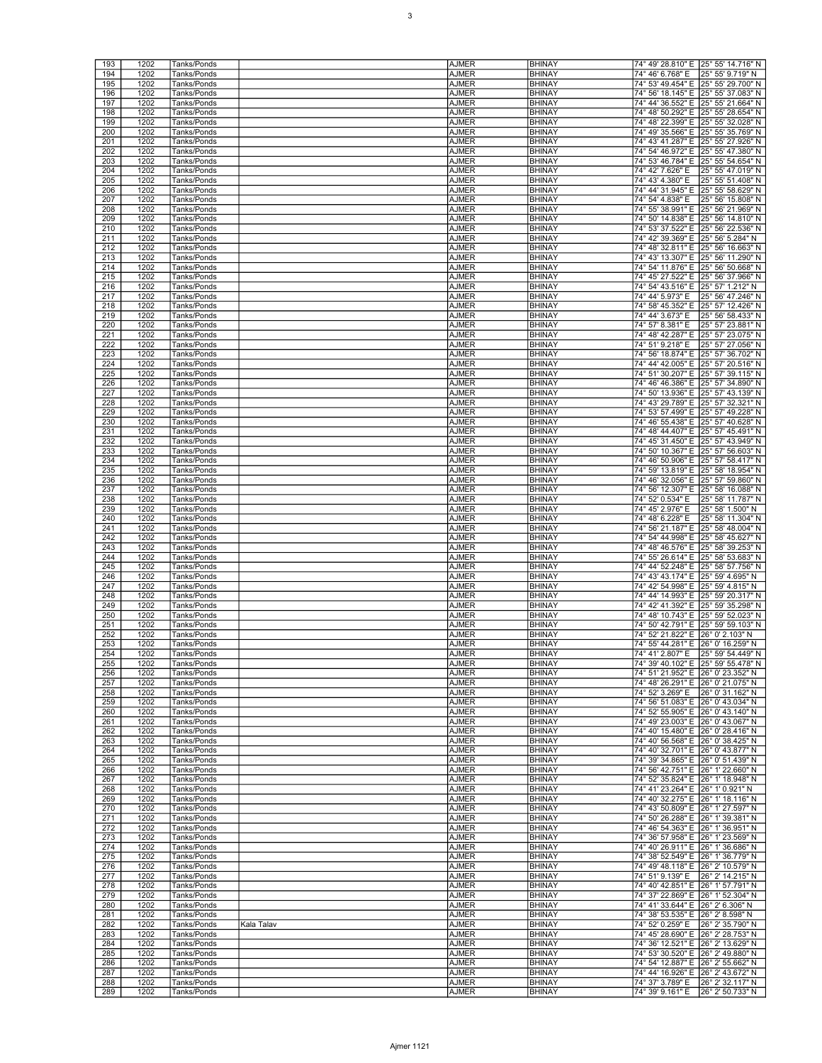| 193 | 1202 | Tanks/Ponds | | AJMER | BHINAY | 74° 49' 28.810" E | 25° 55' 14.716" N |
|---|---|---|---|---|---|---|---|
| 194 | 1202 | Tanks/Ponds | | AJMER | BHINAY | 74° 46' 6.768" E | 25° 55' 9.719" N |
| 195 | 1202 | Tanks/Ponds | | AJMER | BHINAY | 74° 53' 49.454" E | 25° 55' 29.700" N |
| 196 | 1202 | Tanks/Ponds | | AJMER | BHINAY | 74° 56' 18.145" E | 25° 55' 37.083" N |
| 197 | 1202 | Tanks/Ponds | | AJMER | BHINAY | 74° 44' 36.552" E | 25° 55' 21.664" N |
| 198 | 1202 | Tanks/Ponds | | AJMER | BHINAY | 74° 48' 50.292" E | 25° 55' 28.654" N |
| 199 | 1202 | Tanks/Ponds | | AJMER | BHINAY | 74° 48' 22.399" E | 25° 55' 32.028" N |
| 200 | 1202 | Tanks/Ponds | | AJMER | BHINAY | 74° 49' 35.566" E | 25° 55' 35.769" N |
| 201 | 1202 | Tanks/Ponds | | AJMER | BHINAY | 74° 43' 41.287" E | 25° 55' 27.926" N |
| 202 | 1202 | Tanks/Ponds | | AJMER | BHINAY | 74° 54' 46.972" E | 25° 55' 47.380" N |
| 203 | 1202 | Tanks/Ponds | | AJMER | BHINAY | 74° 53' 46.784" E | 25° 55' 54.654" N |
| 204 | 1202 | Tanks/Ponds | | AJMER | BHINAY | 74° 42' 7.626" E | 25° 55' 47.019" N |
| 205 | 1202 | Tanks/Ponds | | AJMER | BHINAY | 74° 43' 4.380" E | 25° 55' 51.408" N |
| 206 | 1202 | Tanks/Ponds | | AJMER | BHINAY | 74° 44' 31.945" E | 25° 55' 58.629" N |
| 207 | 1202 | Tanks/Ponds | | AJMER | BHINAY | 74° 54' 4.838" E | 25° 56' 15.808" N |
| 208 | 1202 | Tanks/Ponds | | AJMER | BHINAY | 74° 55' 38.991" E | 25° 56' 21.969" N |
| 209 | 1202 | Tanks/Ponds | | AJMER | BHINAY | 74° 50' 14.838" E | 25° 56' 14.810" N |
| 210 | 1202 | Tanks/Ponds | | AJMER | BHINAY | 74° 53' 37.522" E | 25° 56' 22.536" N |
| 211 | 1202 | Tanks/Ponds | | AJMER | BHINAY | 74° 42' 39.369" E | 25° 56' 5.284" N |
| 212 | 1202 | Tanks/Ponds | | AJMER | BHINAY | 74° 48' 32.811" E | 25° 56' 16.663" N |
| 213 | 1202 | Tanks/Ponds | | AJMER | BHINAY | 74° 43' 13.307" E | 25° 56' 11.290" N |
| 214 | 1202 | Tanks/Ponds | | AJMER | BHINAY | 74° 54' 11.876" E | 25° 56' 50.668" N |
| 215 | 1202 | Tanks/Ponds | | AJMER | BHINAY | 74° 45' 27.522" E | 25° 56' 37.966" N |
| 216 | 1202 | Tanks/Ponds | | AJMER | BHINAY | 74° 54' 43.516" E | 25° 57' 1.212" N |
| 217 | 1202 | Tanks/Ponds | | AJMER | BHINAY | 74° 44' 5.973" E | 25° 56' 47.246" N |
| 218 | 1202 | Tanks/Ponds | | AJMER | BHINAY | 74° 58' 45.352" E | 25° 57' 12.426" N |
| 219 | 1202 | Tanks/Ponds | | AJMER | BHINAY | 74° 44' 3.673" E | 25° 56' 58.433" N |
| 220 | 1202 | Tanks/Ponds | | AJMER | BHINAY | 74° 57' 8.381" E | 25° 57' 23.881" N |
| 221 | 1202 | Tanks/Ponds | | AJMER | BHINAY | 74° 48' 42.287" E | 25° 57' 23.075" N |
| 222 | 1202 | Tanks/Ponds | | AJMER | BHINAY | 74° 51' 9.218" E | 25° 57' 27.056" N |
| 223 | 1202 | Tanks/Ponds | | AJMER | BHINAY | 74° 56' 18.874" E | 25° 57' 36.702" N |
| 224 | 1202 | Tanks/Ponds | | AJMER | BHINAY | 74° 44' 42.005" E | 25° 57' 20.516" N |
| 225 | 1202 | Tanks/Ponds | | AJMER | BHINAY | 74° 51' 30.207" E | 25° 57' 39.115" N |
| 226 | 1202 | Tanks/Ponds | | AJMER | BHINAY | 74° 46' 46.386" E | 25° 57' 34.890" N |
| 227 | 1202 | Tanks/Ponds | | AJMER | BHINAY | 74° 50' 13.936" E | 25° 57' 43.139" N |
| 228 | 1202 | Tanks/Ponds | | AJMER | BHINAY | 74° 43' 29.789" E | 25° 57' 32.321" N |
| 229 | 1202 | Tanks/Ponds | | AJMER | BHINAY | 74° 53' 57.499" E | 25° 57' 49.228" N |
| 230 | 1202 | Tanks/Ponds | | AJMER | BHINAY | 74° 46' 55.438" E | 25° 57' 40.628" N |
| 231 | 1202 | Tanks/Ponds | | AJMER | BHINAY | 74° 48' 44.407" E | 25° 57' 45.491" N |
| 232 | 1202 | Tanks/Ponds | | AJMER | BHINAY | 74° 45' 31.450" E | 25° 57' 43.949" N |
| 233 | 1202 | Tanks/Ponds | | AJMER | BHINAY | 74° 50' 10.367" E | 25° 57' 56.603" N |
| 234 | 1202 | Tanks/Ponds | | AJMER | BHINAY | 74° 46' 50.906" E | 25° 57' 58.417" N |
| 235 | 1202 | Tanks/Ponds | | AJMER | BHINAY | 74° 59' 13.819" E | 25° 58' 18.954" N |
| 236 | 1202 | Tanks/Ponds | | AJMER | BHINAY | 74° 46' 32.056" E | 25° 57' 59.860" N |
| 237 | 1202 | Tanks/Ponds | | AJMER | BHINAY | 74° 56' 12.307" E | 25° 58' 16.088" N |
| 238 | 1202 | Tanks/Ponds | | AJMER | BHINAY | 74° 52' 0.534" E | 25° 58' 11.787" N |
| 239 | 1202 | Tanks/Ponds | | AJMER | BHINAY | 74° 45' 2.976" E | 25° 58' 1.500" N |
| 240 | 1202 | Tanks/Ponds | | AJMER | BHINAY | 74° 48' 6.228" E | 25° 58' 11.304" N |
| 241 | 1202 | Tanks/Ponds | | AJMER | BHINAY | 74° 56' 21.187" E | 25° 58' 48.004" N |
| 242 | 1202 | Tanks/Ponds | | AJMER | BHINAY | 74° 54' 44.998" E | 25° 58' 45.627" N |
| 243 | 1202 | Tanks/Ponds | | AJMER | BHINAY | 74° 48' 46.576" E | 25° 58' 39.253" N |
| 244 | 1202 | Tanks/Ponds | | AJMER | BHINAY | 74° 55' 26.614" E | 25° 58' 53.683" N |
| 245 | 1202 | Tanks/Ponds | | AJMER | BHINAY | 74° 44' 52.248" E | 25° 58' 57.756" N |
| 246 | 1202 | Tanks/Ponds | | AJMER | BHINAY | 74° 43' 43.174" E | 25° 59' 4.695" N |
| 247 | 1202 | Tanks/Ponds | | AJMER | BHINAY | 74° 42' 54.998" E | 25° 59' 4.815" N |
| 248 | 1202 | Tanks/Ponds | | AJMER | BHINAY | 74° 44' 14.993" E | 25° 59' 20.317" N |
| 249 | 1202 | Tanks/Ponds | | AJMER | BHINAY | 74° 42' 41.392" E | 25° 59' 35.298" N |
| 250 | 1202 | Tanks/Ponds | | AJMER | BHINAY | 74° 48' 10.743" E | 25° 59' 52.023" N |
| 251 | 1202 | Tanks/Ponds | | AJMER | BHINAY | 74° 50' 42.791" E | 25° 59' 59.103" N |
| 252 | 1202 | Tanks/Ponds | | AJMER | BHINAY | 74° 52' 21.822" E | 26° 0' 2.103" N |
| 253 | 1202 | Tanks/Ponds | | AJMER | BHINAY | 74° 55' 44.281" E | 26° 0' 16.259" N |
| 254 | 1202 | Tanks/Ponds | | AJMER | BHINAY | 74° 41' 2.807" E | 25° 59' 54.449" N |
| 255 | 1202 | Tanks/Ponds | | AJMER | BHINAY | 74° 39' 40.102" E | 25° 59' 55.478" N |
| 256 | 1202 | Tanks/Ponds | | AJMER | BHINAY | 74° 51' 21.952" E | 26° 0' 23.352" N |
| 257 | 1202 | Tanks/Ponds | | AJMER | BHINAY | 74° 48' 26.291" E | 26° 0' 21.075" N |
| 258 | 1202 | Tanks/Ponds | | AJMER | BHINAY | 74° 52' 3.269" E | 26° 0' 31.162" N |
| 259 | 1202 | Tanks/Ponds | | AJMER | BHINAY | 74° 56' 51.083" E | 26° 0' 43.034" N |
| 260 | 1202 | Tanks/Ponds | | AJMER | BHINAY | 74° 52' 55.905" E | 26° 0' 43.140" N |
| 261 | 1202 | Tanks/Ponds | | AJMER | BHINAY | 74° 49' 23.003" E | 26° 0' 43.067" N |
| 262 | 1202 | Tanks/Ponds | | AJMER | BHINAY | 74° 40' 15.480" E | 26° 0' 28.416" N |
| 263 | 1202 | Tanks/Ponds | | AJMER | BHINAY | 74° 40' 56.568" E | 26° 0' 38.425" N |
| 264 | 1202 | Tanks/Ponds | | AJMER | BHINAY | 74° 40' 32.701" E | 26° 0' 43.877" N |
| 265 | 1202 | Tanks/Ponds | | AJMER | BHINAY | 74° 39' 34.865" E | 26° 0' 51.439" N |
| 266 | 1202 | Tanks/Ponds | | AJMER | BHINAY | 74° 56' 42.751" E | 26° 1' 22.660" N |
| 267 | 1202 | Tanks/Ponds | | AJMER | BHINAY | 74° 52' 35.824" E | 26° 1' 18.948" N |
| 268 | 1202 | Tanks/Ponds | | AJMER | BHINAY | 74° 41' 23.264" E | 26° 1' 0.921" N |
| 269 | 1202 | Tanks/Ponds | | AJMER | BHINAY | 74° 40' 32.275" E | 26° 1' 18.116" N |
| 270 | 1202 | Tanks/Ponds | | AJMER | BHINAY | 74° 43' 50.809" E | 26° 1' 27.597" N |
| 271 | 1202 | Tanks/Ponds | | AJMER | BHINAY | 74° 50' 26.288" E | 26° 1' 39.381" N |
| 272 | 1202 | Tanks/Ponds | | AJMER | BHINAY | 74° 46' 54.363" E | 26° 1' 36.951" N |
| 273 | 1202 | Tanks/Ponds | | AJMER | BHINAY | 74° 36' 57.958" E | 26° 1' 23.569" N |
| 274 | 1202 | Tanks/Ponds | | AJMER | BHINAY | 74° 40' 26.911" E | 26° 1' 36.686" N |
| 275 | 1202 | Tanks/Ponds | | AJMER | BHINAY | 74° 38' 52.549" E | 26° 1' 36.779" N |
| 276 | 1202 | Tanks/Ponds | | AJMER | BHINAY | 74° 49' 48.118" E | 26° 2' 10.579" N |
| 277 | 1202 | Tanks/Ponds | | AJMER | BHINAY | 74° 51' 9.139" E | 26° 2' 14.215" N |
| 278 | 1202 | Tanks/Ponds | | AJMER | BHINAY | 74° 40' 42.851" E | 26° 1' 57.791" N |
| 279 | 1202 | Tanks/Ponds | | AJMER | BHINAY | 74° 37' 22.869" E | 26° 1' 52.304" N |
| 280 | 1202 | Tanks/Ponds | | AJMER | BHINAY | 74° 41' 33.644" E | 26° 2' 6.306" N |
| 281 | 1202 | Tanks/Ponds | | AJMER | BHINAY | 74° 38' 53.535" E | 26° 2' 8.598" N |
| 282 | 1202 | Tanks/Ponds | Kala Talav | AJMER | BHINAY | 74° 52' 0.259" E | 26° 2' 35.790" N |
| 283 | 1202 | Tanks/Ponds | | AJMER | BHINAY | 74° 45' 28.690" E | 26° 2' 28.753" N |
| 284 | 1202 | Tanks/Ponds | | AJMER | BHINAY | 74° 36' 12.521" E | 26° 2' 13.629" N |
| 285 | 1202 | Tanks/Ponds | | AJMER | BHINAY | 74° 53' 30.520" E | 26° 2' 49.880" N |
| 286 | 1202 | Tanks/Ponds | | AJMER | BHINAY | 74° 54' 12.887" E | 26° 2' 55.662" N |
| 287 | 1202 | Tanks/Ponds | | AJMER | BHINAY | 74° 44' 16.926" E | 26° 2' 43.672" N |
| 288 | 1202 | Tanks/Ponds | | AJMER | BHINAY | 74° 37' 3.789" E | 26° 2' 32.117" N |
| 289 | 1202 | Tanks/Ponds | | AJMER | BHINAY | 74° 39' 9.161" E | 26° 2' 50.733" N |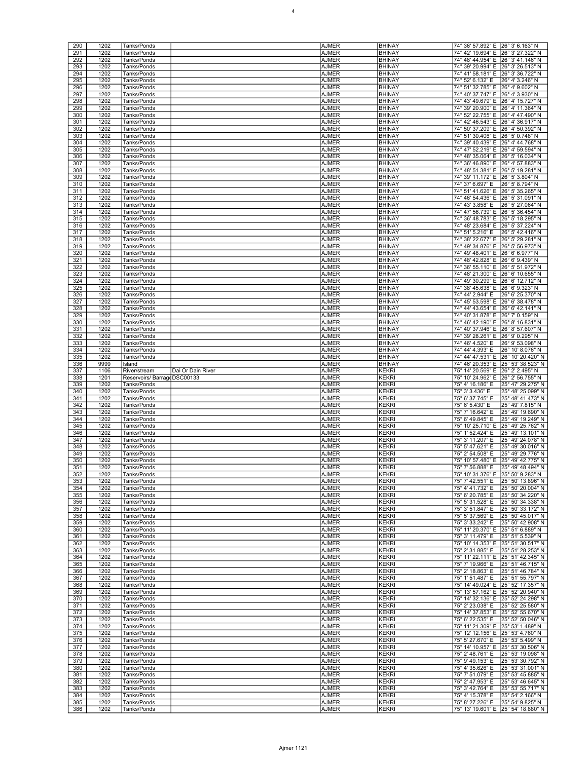| 290 | 1202 | Tanks/Ponds | | AJMER | BHINAY | 74° 36' 57.892" E | 26° 3' 6.163" N |
|---|---|---|---|---|---|---|---|
| 291 | 1202 | Tanks/Ponds | | AJMER | BHINAY | 74° 42' 19.694" E | 26° 3' 27.322" N |
| 292 | 1202 | Tanks/Ponds | | AJMER | BHINAY | 74° 48' 44.954" E | 26° 3' 41.146" N |
| 293 | 1202 | Tanks/Ponds | | AJMER | BHINAY | 74° 39' 20.994" E | 26° 3' 26.513" N |
| 294 | 1202 | Tanks/Ponds | | AJMER | BHINAY | 74° 41' 58.181" E | 26° 3' 36.722" N |
| 295 | 1202 | Tanks/Ponds | | AJMER | BHINAY | 74° 52' 6.132" E | 26° 4' 3.246" N |
| 296 | 1202 | Tanks/Ponds | | AJMER | BHINAY | 74° 51' 32.785" E | 26° 4' 9.602" N |
| 297 | 1202 | Tanks/Ponds | | AJMER | BHINAY | 74° 40' 37.747" E | 26° 4' 3.930" N |
| 298 | 1202 | Tanks/Ponds | | AJMER | BHINAY | 74° 43' 49.679" E | 26° 4' 15.727" N |
| 299 | 1202 | Tanks/Ponds | | AJMER | BHINAY | 74° 39' 20.900" E | 26° 4' 11.364" N |
| 300 | 1202 | Tanks/Ponds | | AJMER | BHINAY | 74° 52' 22.755" E | 26° 4' 47.490" N |
| 301 | 1202 | Tanks/Ponds | | AJMER | BHINAY | 74° 42' 46.543" E | 26° 4' 36.917" N |
| 302 | 1202 | Tanks/Ponds | | AJMER | BHINAY | 74° 50' 37.209" E | 26° 4' 50.392" N |
| 303 | 1202 | Tanks/Ponds | | AJMER | BHINAY | 74° 51' 30.406" E | 26° 5' 0.748" N |
| 304 | 1202 | Tanks/Ponds | | AJMER | BHINAY | 74° 39' 40.439" E | 26° 4' 44.768" N |
| 305 | 1202 | Tanks/Ponds | | AJMER | BHINAY | 74° 47' 52.219" E | 26° 4' 59.594" N |
| 306 | 1202 | Tanks/Ponds | | AJMER | BHINAY | 74° 48' 35.064" E | 26° 5' 16.034" N |
| 307 | 1202 | Tanks/Ponds | | AJMER | BHINAY | 74° 36' 46.890" E | 26° 4' 57.883" N |
| 308 | 1202 | Tanks/Ponds | | AJMER | BHINAY | 74° 48' 51.381" E | 26° 5' 19.281" N |
| 309 | 1202 | Tanks/Ponds | | AJMER | BHINAY | 74° 39' 11.172" E | 26° 5' 3.804" N |
| 310 | 1202 | Tanks/Ponds | | AJMER | BHINAY | 74° 37' 6.697" E | 26° 5' 8.794" N |
| 311 | 1202 | Tanks/Ponds | | AJMER | BHINAY | 74° 51' 41.626" E | 26° 5' 35.265" N |
| 312 | 1202 | Tanks/Ponds | | AJMER | BHINAY | 74° 46' 54.436" E | 26° 5' 31.091" N |
| 313 | 1202 | Tanks/Ponds | | AJMER | BHINAY | 74° 43' 3.858" E | 26° 5' 27.064" N |
| 314 | 1202 | Tanks/Ponds | | AJMER | BHINAY | 74° 47' 56.739" E | 26° 5' 36.454" N |
| 315 | 1202 | Tanks/Ponds | | AJMER | BHINAY | 74° 36' 48.783" E | 26° 5' 18.295" N |
| 316 | 1202 | Tanks/Ponds | | AJMER | BHINAY | 74° 48' 23.684" E | 26° 5' 37.224" N |
| 317 | 1202 | Tanks/Ponds | | AJMER | BHINAY | 74° 51' 5.216" E | 26° 5' 42.416" N |
| 318 | 1202 | Tanks/Ponds | | AJMER | BHINAY | 74° 38' 22.677" E | 26° 5' 29.281" N |
| 319 | 1202 | Tanks/Ponds | | AJMER | BHINAY | 74° 49' 34.876" E | 26° 5' 56.973" N |
| 320 | 1202 | Tanks/Ponds | | AJMER | BHINAY | 74° 49' 48.401" E | 26° 6' 6.977" N |
| 321 | 1202 | Tanks/Ponds | | AJMER | BHINAY | 74° 48' 42.828" E | 26° 6' 9.439" N |
| 322 | 1202 | Tanks/Ponds | | AJMER | BHINAY | 74° 36' 55.110" E | 26° 5' 51.972" N |
| 323 | 1202 | Tanks/Ponds | | AJMER | BHINAY | 74° 48' 21.300" E | 26° 6' 10.655" N |
| 324 | 1202 | Tanks/Ponds | | AJMER | BHINAY | 74° 49' 30.299" E | 26° 6' 12.712" N |
| 325 | 1202 | Tanks/Ponds | | AJMER | BHINAY | 74° 38' 45.638" E | 26° 6' 9.323" N |
| 326 | 1202 | Tanks/Ponds | | AJMER | BHINAY | 74° 44' 2.944" E | 26° 6' 25.370" N |
| 327 | 1202 | Tanks/Ponds | | AJMER | BHINAY | 74° 45' 53.598" E | 26° 6' 38.478" N |
| 328 | 1202 | Tanks/Ponds | | AJMER | BHINAY | 74° 44' 43.654" E | 26° 6' 42.141" N |
| 329 | 1202 | Tanks/Ponds | | AJMER | BHINAY | 74° 40' 31.878" E | 26° 7' 0.159" N |
| 330 | 1202 | Tanks/Ponds | | AJMER | BHINAY | 74° 46' 42.190" E | 26° 8' 16.831" N |
| 331 | 1202 | Tanks/Ponds | | AJMER | BHINAY | 74° 40' 37.946" E | 26° 8' 57.607" N |
| 332 | 1202 | Tanks/Ponds | | AJMER | BHINAY | 74° 39' 28.261" E | 26° 9' 0.295" N |
| 333 | 1202 | Tanks/Ponds | | AJMER | BHINAY | 74° 46' 4.520" E | 26° 9' 53.098" N |
| 334 | 1202 | Tanks/Ponds | | AJMER | BHINAY | 74° 44' 4.393" E | 26° 10' 8.076" N |
| 335 | 1202 | Tanks/Ponds | | AJMER | BHINAY | 74° 44' 47.531" E | 26° 10' 20.420" N |
| 336 | 9999 | Island | | AJMER | BHINAY | 74° 46' 20.353" E | 25° 53' 38.523" N |
| 337 | 1106 | River/stream | Dai Or Dain River | AJMER | KEKRI | 75° 14' 20.569" E | 26° 2' 2.495" N |
| 338 | 1201 | Reservoirs/ Barrage | DSC00133 | AJMER | KEKRI | 75° 10' 24.962" E | 26° 2' 56.755" N |
| 339 | 1202 | Tanks/Ponds | | AJMER | KEKRI | 75° 4' 16.186" E | 25° 47' 29.275" N |
| 340 | 1202 | Tanks/Ponds | | AJMER | KEKRI | 75° 3' 3.436" E | 25° 48' 25.099" N |
| 341 | 1202 | Tanks/Ponds | | AJMER | KEKRI | 75° 6' 37.745" E | 25° 48' 41.473" N |
| 342 | 1202 | Tanks/Ponds | | AJMER | KEKRI | 75° 6' 5.430" E | 25° 49' 7.815" N |
| 343 | 1202 | Tanks/Ponds | | AJMER | KEKRI | 75° 7' 16.642" E | 25° 49' 19.690" N |
| 344 | 1202 | Tanks/Ponds | | AJMER | KEKRI | 75° 6' 49.845" E | 25° 49' 19.249" N |
| 345 | 1202 | Tanks/Ponds | | AJMER | KEKRI | 75° 10' 25.710" E | 25° 49' 25.762" N |
| 346 | 1202 | Tanks/Ponds | | AJMER | KEKRI | 75° 1' 52.424" E | 25° 49' 13.101" N |
| 347 | 1202 | Tanks/Ponds | | AJMER | KEKRI | 75° 3' 11.207" E | 25° 49' 24.078" N |
| 348 | 1202 | Tanks/Ponds | | AJMER | KEKRI | 75° 5' 47.621" E | 25° 49' 30.016" N |
| 349 | 1202 | Tanks/Ponds | | AJMER | KEKRI | 75° 2' 54.508" E | 25° 49' 29.776" N |
| 350 | 1202 | Tanks/Ponds | | AJMER | KEKRI | 75° 10' 57.480" E | 25° 49' 42.775" N |
| 351 | 1202 | Tanks/Ponds | | AJMER | KEKRI | 75° 7' 56.888" E | 25° 49' 48.494" N |
| 352 | 1202 | Tanks/Ponds | | AJMER | KEKRI | 75° 10' 31.376" E | 25° 50' 9.283" N |
| 353 | 1202 | Tanks/Ponds | | AJMER | KEKRI | 75° 7' 42.551" E | 25° 50' 13.896" N |
| 354 | 1202 | Tanks/Ponds | | AJMER | KEKRI | 75° 4' 41.732" E | 25° 50' 20.004" N |
| 355 | 1202 | Tanks/Ponds | | AJMER | KEKRI | 75° 6' 20.785" E | 25° 50' 34.220" N |
| 356 | 1202 | Tanks/Ponds | | AJMER | KEKRI | 75° 5' 31.528" E | 25° 50' 34.338" N |
| 357 | 1202 | Tanks/Ponds | | AJMER | KEKRI | 75° 3' 51.847" E | 25° 50' 33.172" N |
| 358 | 1202 | Tanks/Ponds | | AJMER | KEKRI | 75° 5' 37.569" E | 25° 50' 45.017" N |
| 359 | 1202 | Tanks/Ponds | | AJMER | KEKRI | 75° 3' 33.242" E | 25° 50' 42.908" N |
| 360 | 1202 | Tanks/Ponds | | AJMER | KEKRI | 75° 11' 20.370" E | 25° 51' 6.889" N |
| 361 | 1202 | Tanks/Ponds | | AJMER | KEKRI | 75° 3' 11.479" E | 25° 51' 5.539" N |
| 362 | 1202 | Tanks/Ponds | | AJMER | KEKRI | 75° 10' 14.353" E | 25° 51' 30.517" N |
| 363 | 1202 | Tanks/Ponds | | AJMER | KEKRI | 75° 2' 31.885" E | 25° 51' 28.253" N |
| 364 | 1202 | Tanks/Ponds | | AJMER | KEKRI | 75° 11' 22.111" E | 25° 51' 42.345" N |
| 365 | 1202 | Tanks/Ponds | | AJMER | KEKRI | 75° 7' 19.966" E | 25° 51' 46.715" N |
| 366 | 1202 | Tanks/Ponds | | AJMER | KEKRI | 75° 2' 18.863" E | 25° 51' 46.784" N |
| 367 | 1202 | Tanks/Ponds | | AJMER | KEKRI | 75° 1' 51.487" E | 25° 51' 55.797" N |
| 368 | 1202 | Tanks/Ponds | | AJMER | KEKRI | 75° 14' 49.024" E | 25° 52' 17.357" N |
| 369 | 1202 | Tanks/Ponds | | AJMER | KEKRI | 75° 13' 57.162" E | 25° 52' 20.940" N |
| 370 | 1202 | Tanks/Ponds | | AJMER | KEKRI | 75° 14' 32.136" E | 25° 52' 24.298" N |
| 371 | 1202 | Tanks/Ponds | | AJMER | KEKRI | 75° 2' 23.038" E | 25° 52' 25.580" N |
| 372 | 1202 | Tanks/Ponds | | AJMER | KEKRI | 75° 14' 37.853" E | 25° 52' 55.670" N |
| 373 | 1202 | Tanks/Ponds | | AJMER | KEKRI | 75° 6' 22.535" E | 25° 52' 50.046" N |
| 374 | 1202 | Tanks/Ponds | | AJMER | KEKRI | 75° 11' 21.309" E | 25° 53' 1.489" N |
| 375 | 1202 | Tanks/Ponds | | AJMER | KEKRI | 75° 12' 12.156" E | 25° 53' 4.760" N |
| 376 | 1202 | Tanks/Ponds | | AJMER | KEKRI | 75° 5' 27.670" E | 25° 53' 5.499" N |
| 377 | 1202 | Tanks/Ponds | | AJMER | KEKRI | 75° 14' 10.957" E | 25° 53' 30.506" N |
| 378 | 1202 | Tanks/Ponds | | AJMER | KEKRI | 75° 2' 48.761" E | 25° 53' 19.098" N |
| 379 | 1202 | Tanks/Ponds | | AJMER | KEKRI | 75° 9' 49.153" E | 25° 53' 30.792" N |
| 380 | 1202 | Tanks/Ponds | | AJMER | KEKRI | 75° 4' 35.626" E | 25° 53' 31.001" N |
| 381 | 1202 | Tanks/Ponds | | AJMER | KEKRI | 75° 7' 51.079" E | 25° 53' 45.885" N |
| 382 | 1202 | Tanks/Ponds | | AJMER | KEKRI | 75° 2' 47.953" E | 25° 53' 46.645" N |
| 383 | 1202 | Tanks/Ponds | | AJMER | KEKRI | 75° 3' 42.764" E | 25° 53' 55.717" N |
| 384 | 1202 | Tanks/Ponds | | AJMER | KEKRI | 75° 4' 15.378" E | 25° 54' 2.166" N |
| 385 | 1202 | Tanks/Ponds | | AJMER | KEKRI | 75° 8' 27.226" E | 25° 54' 9.825" N |
| 386 | 1202 | Tanks/Ponds | | AJMER | KEKRI | 75° 13' 19.601" E | 25° 54' 18.880" N |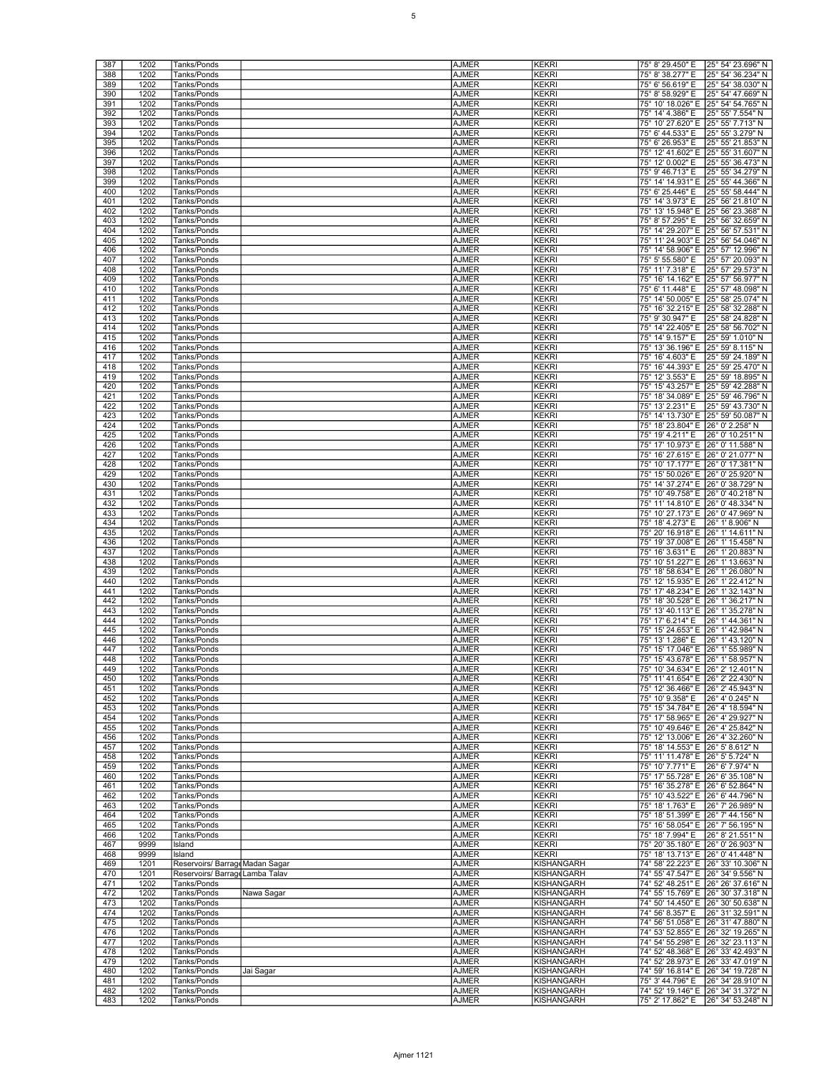| 387 | 1202 | Tanks/Ponds | | AJMER | KEKRI | 75° 8' 29.450" E | 25° 54' 23.696" N |
|---|---|---|---|---|---|---|---|
| 388 | 1202 | Tanks/Ponds | | AJMER | KEKRI | 75° 8' 38.277" E | 25° 54' 36.234" N |
| 389 | 1202 | Tanks/Ponds | | AJMER | KEKRI | 75° 6' 56.619" E | 25° 54' 38.030" N |
| 390 | 1202 | Tanks/Ponds | | AJMER | KEKRI | 75° 8' 58.929" E | 25° 54' 47.669" N |
| 391 | 1202 | Tanks/Ponds | | AJMER | KEKRI | 75° 10' 18.026" E | 25° 54' 54.765" N |
| 392 | 1202 | Tanks/Ponds | | AJMER | KEKRI | 75° 14' 4.386" E | 25° 55' 7.554" N |
| 393 | 1202 | Tanks/Ponds | | AJMER | KEKRI | 75° 10' 27.620" E | 25° 55' 7.713" N |
| 394 | 1202 | Tanks/Ponds | | AJMER | KEKRI | 75° 6' 44.533" E | 25° 55' 3.279" N |
| 395 | 1202 | Tanks/Ponds | | AJMER | KEKRI | 75° 6' 26.953" E | 25° 55' 21.853" N |
| 396 | 1202 | Tanks/Ponds | | AJMER | KEKRI | 75° 12' 41.602" E | 25° 55' 31.607" N |
| 397 | 1202 | Tanks/Ponds | | AJMER | KEKRI | 75° 12' 0.002" E | 25° 55' 36.473" N |
| 398 | 1202 | Tanks/Ponds | | AJMER | KEKRI | 75° 9' 46.713" E | 25° 55' 34.279" N |
| 399 | 1202 | Tanks/Ponds | | AJMER | KEKRI | 75° 14' 14.931" E | 25° 55' 44.366" N |
| 400 | 1202 | Tanks/Ponds | | AJMER | KEKRI | 75° 6' 25.446" E | 25° 55' 58.444" N |
| 401 | 1202 | Tanks/Ponds | | AJMER | KEKRI | 75° 14' 3.973" E | 25° 56' 21.810" N |
| 402 | 1202 | Tanks/Ponds | | AJMER | KEKRI | 75° 13' 15.948" E | 25° 56' 23.368" N |
| 403 | 1202 | Tanks/Ponds | | AJMER | KEKRI | 75° 8' 57.295" E | 25° 56' 32.659" N |
| 404 | 1202 | Tanks/Ponds | | AJMER | KEKRI | 75° 14' 29.207" E | 25° 56' 57.531" N |
| 405 | 1202 | Tanks/Ponds | | AJMER | KEKRI | 75° 11' 24.903" E | 25° 56' 54.046" N |
| 406 | 1202 | Tanks/Ponds | | AJMER | KEKRI | 75° 14' 58.906" E | 25° 57' 12.996" N |
| 407 | 1202 | Tanks/Ponds | | AJMER | KEKRI | 75° 5' 55.580" E | 25° 57' 20.093" N |
| 408 | 1202 | Tanks/Ponds | | AJMER | KEKRI | 75° 11' 7.318" E | 25° 57' 29.573" N |
| 409 | 1202 | Tanks/Ponds | | AJMER | KEKRI | 75° 16' 14.162" E | 25° 57' 56.977" N |
| 410 | 1202 | Tanks/Ponds | | AJMER | KEKRI | 75° 6' 11.448" E | 25° 57' 48.098" N |
| 411 | 1202 | Tanks/Ponds | | AJMER | KEKRI | 75° 14' 50.005" E | 25° 58' 25.074" N |
| 412 | 1202 | Tanks/Ponds | | AJMER | KEKRI | 75° 16' 32.215" E | 25° 58' 32.288" N |
| 413 | 1202 | Tanks/Ponds | | AJMER | KEKRI | 75° 9' 30.947" E | 25° 58' 24.828" N |
| 414 | 1202 | Tanks/Ponds | | AJMER | KEKRI | 75° 14' 22.405" E | 25° 58' 56.702" N |
| 415 | 1202 | Tanks/Ponds | | AJMER | KEKRI | 75° 14' 9.157" E | 25° 59' 1.010" N |
| 416 | 1202 | Tanks/Ponds | | AJMER | KEKRI | 75° 13' 36.196" E | 25° 59' 8.115" N |
| 417 | 1202 | Tanks/Ponds | | AJMER | KEKRI | 75° 16' 4.603" E | 25° 59' 24.189" N |
| 418 | 1202 | Tanks/Ponds | | AJMER | KEKRI | 75° 16' 44.393" E | 25° 59' 25.470" N |
| 419 | 1202 | Tanks/Ponds | | AJMER | KEKRI | 75° 12' 3.553" E | 25° 59' 18.895" N |
| 420 | 1202 | Tanks/Ponds | | AJMER | KEKRI | 75° 15' 43.257" E | 25° 59' 42.288" N |
| 421 | 1202 | Tanks/Ponds | | AJMER | KEKRI | 75° 18' 34.089" E | 25° 59' 46.796" N |
| 422 | 1202 | Tanks/Ponds | | AJMER | KEKRI | 75° 13' 2.231" E | 25° 59' 43.730" N |
| 423 | 1202 | Tanks/Ponds | | AJMER | KEKRI | 75° 14' 13.730" E | 25° 59' 50.087" N |
| 424 | 1202 | Tanks/Ponds | | AJMER | KEKRI | 75° 18' 23.804" E | 26° 0' 2.258" N |
| 425 | 1202 | Tanks/Ponds | | AJMER | KEKRI | 75° 19' 4.211" E | 26° 0' 10.251" N |
| 426 | 1202 | Tanks/Ponds | | AJMER | KEKRI | 75° 17' 10.973" E | 26° 0' 11.588" N |
| 427 | 1202 | Tanks/Ponds | | AJMER | KEKRI | 75° 16' 27.615" E | 26° 0' 21.077" N |
| 428 | 1202 | Tanks/Ponds | | AJMER | KEKRI | 75° 10' 17.177" E | 26° 0' 17.381" N |
| 429 | 1202 | Tanks/Ponds | | AJMER | KEKRI | 75° 15' 50.026" E | 26° 0' 25.920" N |
| 430 | 1202 | Tanks/Ponds | | AJMER | KEKRI | 75° 14' 37.274" E | 26° 0' 38.729" N |
| 431 | 1202 | Tanks/Ponds | | AJMER | KEKRI | 75° 10' 49.758" E | 26° 0' 40.218" N |
| 432 | 1202 | Tanks/Ponds | | AJMER | KEKRI | 75° 11' 14.810" E | 26° 0' 48.334" N |
| 433 | 1202 | Tanks/Ponds | | AJMER | KEKRI | 75° 10' 27.173" E | 26° 0' 47.969" N |
| 434 | 1202 | Tanks/Ponds | | AJMER | KEKRI | 75° 18' 4.273" E | 26° 1' 8.906" N |
| 435 | 1202 | Tanks/Ponds | | AJMER | KEKRI | 75° 20' 16.918" E | 26° 1' 14.611" N |
| 436 | 1202 | Tanks/Ponds | | AJMER | KEKRI | 75° 19' 37.008" E | 26° 1' 15.458" N |
| 437 | 1202 | Tanks/Ponds | | AJMER | KEKRI | 75° 16' 3.631" E | 26° 1' 20.883" N |
| 438 | 1202 | Tanks/Ponds | | AJMER | KEKRI | 75° 10' 51.227" E | 26° 1' 13.663" N |
| 439 | 1202 | Tanks/Ponds | | AJMER | KEKRI | 75° 18' 58.634" E | 26° 1' 26.080" N |
| 440 | 1202 | Tanks/Ponds | | AJMER | KEKRI | 75° 12' 15.935" E | 26° 1' 22.412" N |
| 441 | 1202 | Tanks/Ponds | | AJMER | KEKRI | 75° 17' 48.234" E | 26° 1' 32.143" N |
| 442 | 1202 | Tanks/Ponds | | AJMER | KEKRI | 75° 18' 30.528" E | 26° 1' 36.217" N |
| 443 | 1202 | Tanks/Ponds | | AJMER | KEKRI | 75° 13' 40.113" E | 26° 1' 35.278" N |
| 444 | 1202 | Tanks/Ponds | | AJMER | KEKRI | 75° 17' 6.214" E | 26° 1' 44.361" N |
| 445 | 1202 | Tanks/Ponds | | AJMER | KEKRI | 75° 15' 24.653" E | 26° 1' 42.984" N |
| 446 | 1202 | Tanks/Ponds | | AJMER | KEKRI | 75° 13' 1.286" E | 26° 1' 43.120" N |
| 447 | 1202 | Tanks/Ponds | | AJMER | KEKRI | 75° 15' 17.046" E | 26° 1' 55.989" N |
| 448 | 1202 | Tanks/Ponds | | AJMER | KEKRI | 75° 15' 43.678" E | 26° 1' 58.957" N |
| 449 | 1202 | Tanks/Ponds | | AJMER | KEKRI | 75° 10' 34.634" E | 26° 2' 12.401" N |
| 450 | 1202 | Tanks/Ponds | | AJMER | KEKRI | 75° 11' 41.654" E | 26° 2' 22.430" N |
| 451 | 1202 | Tanks/Ponds | | AJMER | KEKRI | 75° 12' 36.466" E | 26° 2' 45.943" N |
| 452 | 1202 | Tanks/Ponds | | AJMER | KEKRI | 75° 10' 9.358" E | 26° 4' 0.245" N |
| 453 | 1202 | Tanks/Ponds | | AJMER | KEKRI | 75° 15' 34.784" E | 26° 4' 18.594" N |
| 454 | 1202 | Tanks/Ponds | | AJMER | KEKRI | 75° 17' 58.965" E | 26° 4' 29.927" N |
| 455 | 1202 | Tanks/Ponds | | AJMER | KEKRI | 75° 10' 49.646" E | 26° 4' 25.842" N |
| 456 | 1202 | Tanks/Ponds | | AJMER | KEKRI | 75° 12' 13.006" E | 26° 4' 32.260" N |
| 457 | 1202 | Tanks/Ponds | | AJMER | KEKRI | 75° 18' 14.553" E | 26° 5' 8.612" N |
| 458 | 1202 | Tanks/Ponds | | AJMER | KEKRI | 75° 11' 11.478" E | 26° 5' 5.724" N |
| 459 | 1202 | Tanks/Ponds | | AJMER | KEKRI | 75° 10' 7.771" E | 26° 6' 7.974" N |
| 460 | 1202 | Tanks/Ponds | | AJMER | KEKRI | 75° 17' 55.728" E | 26° 6' 35.108" N |
| 461 | 1202 | Tanks/Ponds | | AJMER | KEKRI | 75° 16' 35.278" E | 26° 6' 52.864" N |
| 462 | 1202 | Tanks/Ponds | | AJMER | KEKRI | 75° 10' 43.522" E | 26° 6' 44.796" N |
| 463 | 1202 | Tanks/Ponds | | AJMER | KEKRI | 75° 18' 1.763" E | 26° 7' 26.989" N |
| 464 | 1202 | Tanks/Ponds | | AJMER | KEKRI | 75° 18' 51.399" E | 26° 7' 44.156" N |
| 465 | 1202 | Tanks/Ponds | | AJMER | KEKRI | 75° 16' 58.054" E | 26° 7' 56.195" N |
| 466 | 1202 | Tanks/Ponds | | AJMER | KEKRI | 75° 18' 7.994" E | 26° 8' 21.551" N |
| 467 | 9999 | Island | | AJMER | KEKRI | 75° 20' 35.180" E | 26° 0' 26.903" N |
| 468 | 9999 | Island | | AJMER | KEKRI | 75° 18' 13.713" E | 26° 0' 41.448" N |
| 469 | 1201 | Reservoirs/ Barrage | Madan Sagar | AJMER | KISHANGARH | 74° 58' 22.223" E | 26° 33' 10.306" N |
| 470 | 1201 | Reservoirs/ Barrage | Lamba Talav | AJMER | KISHANGARH | 74° 55' 47.547" E | 26° 34' 9.556" N |
| 471 | 1202 | Tanks/Ponds | | AJMER | KISHANGARH | 74° 52' 48.251" E | 26° 26' 37.616" N |
| 472 | 1202 | Tanks/Ponds | Nawa Sagar | AJMER | KISHANGARH | 74° 55' 15.769" E | 26° 30' 37.318" N |
| 473 | 1202 | Tanks/Ponds | | AJMER | KISHANGARH | 74° 50' 14.450" E | 26° 30' 50.638" N |
| 474 | 1202 | Tanks/Ponds | | AJMER | KISHANGARH | 74° 56' 8.357" E | 26° 31' 32.591" N |
| 475 | 1202 | Tanks/Ponds | | AJMER | KISHANGARH | 74° 56' 51.058" E | 26° 31' 47.880" N |
| 476 | 1202 | Tanks/Ponds | | AJMER | KISHANGARH | 74° 53' 52.855" E | 26° 32' 19.265" N |
| 477 | 1202 | Tanks/Ponds | | AJMER | KISHANGARH | 74° 54' 55.298" E | 26° 32' 23.113" N |
| 478 | 1202 | Tanks/Ponds | | AJMER | KISHANGARH | 74° 52' 48.368" E | 26° 33' 42.493" N |
| 479 | 1202 | Tanks/Ponds | | AJMER | KISHANGARH | 74° 52' 28.973" E | 26° 33' 47.019" N |
| 480 | 1202 | Tanks/Ponds | Jai Sagar | AJMER | KISHANGARH | 74° 59' 16.814" E | 26° 34' 19.728" N |
| 481 | 1202 | Tanks/Ponds | | AJMER | KISHANGARH | 75° 3' 44.796" E | 26° 34' 28.910" N |
| 482 | 1202 | Tanks/Ponds | | AJMER | KISHANGARH | 74° 52' 19.146" E | 26° 34' 31.372" N |
| 483 | 1202 | Tanks/Ponds | | AJMER | KISHANGARH | 75° 2' 17.862" E | 26° 34' 53.248" N |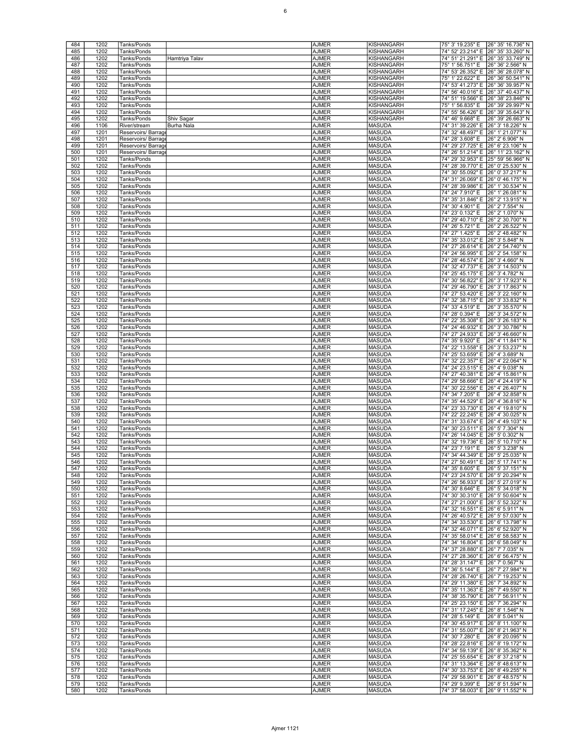| 484 | 1202 | Tanks/Ponds | | AJMER | KISHANGARH | 75° 3' 19.235" E | 26° 35' 16.736" N |
|---|---|---|---|---|---|---|---|
| 485 | 1202 | Tanks/Ponds | | AJMER | KISHANGARH | 74° 52' 23.214" E | 26° 35' 33.260" N |
| 486 | 1202 | Tanks/Ponds | Hamtriya Talav | AJMER | KISHANGARH | 74° 51' 21.291" E | 26° 35' 33.749" N |
| 487 | 1202 | Tanks/Ponds | | AJMER | KISHANGARH | 75° 1' 56.751" E | 26° 36' 2.566" N |
| 488 | 1202 | Tanks/Ponds | | AJMER | KISHANGARH | 74° 53' 26.352" E | 26° 36' 28.078" N |
| 489 | 1202 | Tanks/Ponds | | AJMER | KISHANGARH | 75° 1' 22.622" E | 26° 36' 50.541" N |
| 490 | 1202 | Tanks/Ponds | | AJMER | KISHANGARH | 74° 53' 41.273" E | 26° 36' 39.957" N |
| 491 | 1202 | Tanks/Ponds | | AJMER | KISHANGARH | 74° 56' 40.016" E | 26° 37' 40.437" N |
| 492 | 1202 | Tanks/Ponds | | AJMER | KISHANGARH | 74° 51' 19.566" E | 26° 38' 23.846" N |
| 493 | 1202 | Tanks/Ponds | | AJMER | KISHANGARH | 75° 1' 56.835" E | 26° 39' 29.997" N |
| 494 | 1202 | Tanks/Ponds | | AJMER | KISHANGARH | 74° 55' 56.426" E | 26° 39' 35.643" N |
| 495 | 1202 | Tanks/Ponds | Shiv Sagar | AJMER | KISHANGARH | 74° 46' 9.668" E | 26° 39' 26.663" N |
| 496 | 1106 | River/stream | Burha Nala | AJMER | MASUDA | 74° 31' 39.226" E | 26° 3' 18.226" N |
| 497 | 1201 | Reservoirs/ Barrage | | AJMER | MASUDA | 74° 32' 48.497" E | 26° 1' 21.077" N |
| 498 | 1201 | Reservoirs/ Barrage | | AJMER | MASUDA | 74° 28' 3.608" E | 26° 2' 6.906" N |
| 499 | 1201 | Reservoirs/ Barrage | | AJMER | MASUDA | 74° 29' 27.725" E | 26° 6' 23.106" N |
| 500 | 1201 | Reservoirs/ Barrage | | AJMER | MASUDA | 74° 26' 51.214" E | 26° 11' 23.162" N |
| 501 | 1202 | Tanks/Ponds | | AJMER | MASUDA | 74° 29' 32.953" E | 25° 59' 56.966" N |
| 502 | 1202 | Tanks/Ponds | | AJMER | MASUDA | 74° 28' 39.770" E | 26° 0' 25.530" N |
| 503 | 1202 | Tanks/Ponds | | AJMER | MASUDA | 74° 30' 55.092" E | 26° 0' 37.217" N |
| 504 | 1202 | Tanks/Ponds | | AJMER | MASUDA | 74° 31' 26.069" E | 26° 0' 46.175" N |
| 505 | 1202 | Tanks/Ponds | | AJMER | MASUDA | 74° 28' 39.986" E | 26° 1' 30.534" N |
| 506 | 1202 | Tanks/Ponds | | AJMER | MASUDA | 74° 24' 7.910" E | 26° 1' 26.081" N |
| 507 | 1202 | Tanks/Ponds | | AJMER | MASUDA | 74° 35' 31.846" E | 26° 2' 13.915" N |
| 508 | 1202 | Tanks/Ponds | | AJMER | MASUDA | 74° 30' 4.901" E | 26° 2' 7.554" N |
| 509 | 1202 | Tanks/Ponds | | AJMER | MASUDA | 74° 23' 0.132" E | 26° 2' 1.070" N |
| 510 | 1202 | Tanks/Ponds | | AJMER | MASUDA | 74° 29' 40.710" E | 26° 2' 30.700" N |
| 511 | 1202 | Tanks/Ponds | | AJMER | MASUDA | 74° 26' 5.721" E | 26° 2' 26.522" N |
| 512 | 1202 | Tanks/Ponds | | AJMER | MASUDA | 74° 27' 1.425" E | 26° 2' 48.482" N |
| 513 | 1202 | Tanks/Ponds | | AJMER | MASUDA | 74° 35' 33.012" E | 26° 3' 5.848" N |
| 514 | 1202 | Tanks/Ponds | | AJMER | MASUDA | 74° 27' 26.614" E | 26° 2' 54.740" N |
| 515 | 1202 | Tanks/Ponds | | AJMER | MASUDA | 74° 24' 56.995" E | 26° 2' 54.158" N |
| 516 | 1202 | Tanks/Ponds | | AJMER | MASUDA | 74° 28' 46.574" E | 26° 3' 4.660" N |
| 517 | 1202 | Tanks/Ponds | | AJMER | MASUDA | 74° 32' 47.737" E | 26° 3' 14.503" N |
| 518 | 1202 | Tanks/Ponds | | AJMER | MASUDA | 74° 25' 45.175" E | 26° 3' 4.782" N |
| 519 | 1202 | Tanks/Ponds | | AJMER | MASUDA | 74° 30' 56.822" E | 26° 3' 17.923" N |
| 520 | 1202 | Tanks/Ponds | | AJMER | MASUDA | 74° 29' 46.790" E | 26° 3' 17.863" N |
| 521 | 1202 | Tanks/Ponds | | AJMER | MASUDA | 74° 27' 53.420" E | 26° 3' 22.160" N |
| 522 | 1202 | Tanks/Ponds | | AJMER | MASUDA | 74° 32' 38.715" E | 26° 3' 33.832" N |
| 523 | 1202 | Tanks/Ponds | | AJMER | MASUDA | 74° 33' 4.519" E | 26° 3' 35.570" N |
| 524 | 1202 | Tanks/Ponds | | AJMER | MASUDA | 74° 28' 0.394" E | 26° 3' 34.572" N |
| 525 | 1202 | Tanks/Ponds | | AJMER | MASUDA | 74° 22' 35.308" E | 26° 3' 26.183" N |
| 526 | 1202 | Tanks/Ponds | | AJMER | MASUDA | 74° 24' 46.932" E | 26° 3' 30.786" N |
| 527 | 1202 | Tanks/Ponds | | AJMER | MASUDA | 74° 27' 24.933" E | 26° 3' 46.660" N |
| 528 | 1202 | Tanks/Ponds | | AJMER | MASUDA | 74° 35' 9.920" E | 26° 4' 11.841" N |
| 529 | 1202 | Tanks/Ponds | | AJMER | MASUDA | 74° 22' 13.558" E | 26° 3' 53.237" N |
| 530 | 1202 | Tanks/Ponds | | AJMER | MASUDA | 74° 25' 53.659" E | 26° 4' 3.689" N |
| 531 | 1202 | Tanks/Ponds | | AJMER | MASUDA | 74° 32' 22.357" E | 26° 4' 22.064" N |
| 532 | 1202 | Tanks/Ponds | | AJMER | MASUDA | 74° 24' 23.515" E | 26° 4' 9.038" N |
| 533 | 1202 | Tanks/Ponds | | AJMER | MASUDA | 74° 27' 40.381" E | 26° 4' 15.861" N |
| 534 | 1202 | Tanks/Ponds | | AJMER | MASUDA | 74° 29' 58.666" E | 26° 4' 24.419" N |
| 535 | 1202 | Tanks/Ponds | | AJMER | MASUDA | 74° 30' 22.556" E | 26° 4' 26.407" N |
| 536 | 1202 | Tanks/Ponds | | AJMER | MASUDA | 74° 34' 7.205" E | 26° 4' 32.858" N |
| 537 | 1202 | Tanks/Ponds | | AJMER | MASUDA | 74° 35' 44.529" E | 26° 4' 36.816" N |
| 538 | 1202 | Tanks/Ponds | | AJMER | MASUDA | 74° 23' 33.730" E | 26° 4' 19.810" N |
| 539 | 1202 | Tanks/Ponds | | AJMER | MASUDA | 74° 22' 22.245" E | 26° 4' 30.025" N |
| 540 | 1202 | Tanks/Ponds | | AJMER | MASUDA | 74° 31' 33.674" E | 26° 4' 49.103" N |
| 541 | 1202 | Tanks/Ponds | | AJMER | MASUDA | 74° 30' 23.511" E | 26° 5' 7.304" N |
| 542 | 1202 | Tanks/Ponds | | AJMER | MASUDA | 74° 26' 14.045" E | 26° 5' 0.302" N |
| 543 | 1202 | Tanks/Ponds | | AJMER | MASUDA | 74° 32' 19.736" E | 26° 5' 10.710" N |
| 544 | 1202 | Tanks/Ponds | | AJMER | MASUDA | 74° 23' 7.191" E | 26° 5' 3.238" N |
| 545 | 1202 | Tanks/Ponds | | AJMER | MASUDA | 74° 34' 44.349" E | 26° 5' 25.035" N |
| 546 | 1202 | Tanks/Ponds | | AJMER | MASUDA | 74° 27' 50.491" E | 26° 5' 17.741" N |
| 547 | 1202 | Tanks/Ponds | | AJMER | MASUDA | 74° 35' 8.605" E | 26° 5' 37.151" N |
| 548 | 1202 | Tanks/Ponds | | AJMER | MASUDA | 74° 23' 24.570" E | 26° 5' 20.294" N |
| 549 | 1202 | Tanks/Ponds | | AJMER | MASUDA | 74° 26' 56.933" E | 26° 5' 27.019" N |
| 550 | 1202 | Tanks/Ponds | | AJMER | MASUDA | 74° 30' 8.646" E | 26° 5' 34.018" N |
| 551 | 1202 | Tanks/Ponds | | AJMER | MASUDA | 74° 30' 30.310" E | 26° 5' 50.604" N |
| 552 | 1202 | Tanks/Ponds | | AJMER | MASUDA | 74° 27' 21.000" E | 26° 5' 52.322" N |
| 553 | 1202 | Tanks/Ponds | | AJMER | MASUDA | 74° 32' 16.551" E | 26° 6' 5.911" N |
| 554 | 1202 | Tanks/Ponds | | AJMER | MASUDA | 74° 26' 40.572" E | 26° 5' 57.030" N |
| 555 | 1202 | Tanks/Ponds | | AJMER | MASUDA | 74° 34' 33.530" E | 26° 6' 13.798" N |
| 556 | 1202 | Tanks/Ponds | | AJMER | MASUDA | 74° 32' 46.071" E | 26° 6' 52.920" N |
| 557 | 1202 | Tanks/Ponds | | AJMER | MASUDA | 74° 35' 58.014" E | 26° 6' 58.583" N |
| 558 | 1202 | Tanks/Ponds | | AJMER | MASUDA | 74° 34' 16.804" E | 26° 6' 58.049" N |
| 559 | 1202 | Tanks/Ponds | | AJMER | MASUDA | 74° 37' 28.880" E | 26° 7' 7.035" N |
| 560 | 1202 | Tanks/Ponds | | AJMER | MASUDA | 74° 27' 28.360" E | 26° 6' 56.475" N |
| 561 | 1202 | Tanks/Ponds | | AJMER | MASUDA | 74° 28' 31.147" E | 26° 7' 0.567" N |
| 562 | 1202 | Tanks/Ponds | | AJMER | MASUDA | 74° 36' 5.144" E | 26° 7' 27.984" N |
| 563 | 1202 | Tanks/Ponds | | AJMER | MASUDA | 74° 28' 26.740" E | 26° 7' 19.253" N |
| 564 | 1202 | Tanks/Ponds | | AJMER | MASUDA | 74° 29' 11.380" E | 26° 7' 34.892" N |
| 565 | 1202 | Tanks/Ponds | | AJMER | MASUDA | 74° 35' 11.363" E | 26° 7' 49.550" N |
| 566 | 1202 | Tanks/Ponds | | AJMER | MASUDA | 74° 38' 35.790" E | 26° 7' 56.911" N |
| 567 | 1202 | Tanks/Ponds | | AJMER | MASUDA | 74° 25' 23.150" E | 26° 7' 36.294" N |
| 568 | 1202 | Tanks/Ponds | | AJMER | MASUDA | 74° 31' 17.245" E | 26° 8' 1.546" N |
| 569 | 1202 | Tanks/Ponds | | AJMER | MASUDA | 74° 28' 5.149" E | 26° 8' 5.041" N |
| 570 | 1202 | Tanks/Ponds | | AJMER | MASUDA | 74° 30' 45.917" E | 26° 8' 11.100" N |
| 571 | 1202 | Tanks/Ponds | | AJMER | MASUDA | 74° 31' 55.007" E | 26° 8' 21.963" N |
| 572 | 1202 | Tanks/Ponds | | AJMER | MASUDA | 74° 30' 7.280" E | 26° 8' 20.095" N |
| 573 | 1202 | Tanks/Ponds | | AJMER | MASUDA | 74° 28' 22.816" E | 26° 8' 19.172" N |
| 574 | 1202 | Tanks/Ponds | | AJMER | MASUDA | 74° 34' 59.139" E | 26° 8' 35.362" N |
| 575 | 1202 | Tanks/Ponds | | AJMER | MASUDA | 74° 25' 55.654" E | 26° 8' 37.218" N |
| 576 | 1202 | Tanks/Ponds | | AJMER | MASUDA | 74° 31' 13.364" E | 26° 8' 48.613" N |
| 577 | 1202 | Tanks/Ponds | | AJMER | MASUDA | 74° 30' 33.753" E | 26° 8' 49.255" N |
| 578 | 1202 | Tanks/Ponds | | AJMER | MASUDA | 74° 29' 58.901" E | 26° 8' 48.575" N |
| 579 | 1202 | Tanks/Ponds | | AJMER | MASUDA | 74° 29' 9.399" E | 26° 8' 51.594" N |
| 580 | 1202 | Tanks/Ponds | | AJMER | MASUDA | 74° 37' 58.003" E | 26° 9' 11.552" N |

Ajmer 1121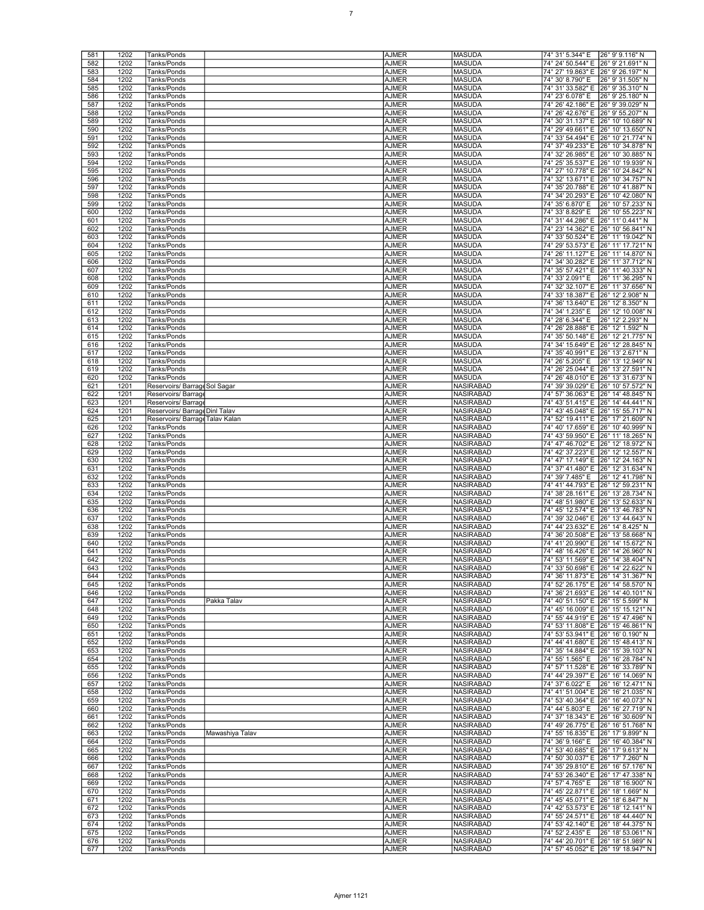| 581 | 1202 | Tanks/Ponds | | AJMER | MASUDA | 74° 31' 5.344" E | 26° 9' 9.116" N |
|---|---|---|---|---|---|---|---|
| 582 | 1202 | Tanks/Ponds | | AJMER | MASUDA | 74° 24' 50.544" E | 26° 9' 21.691" N |
| 583 | 1202 | Tanks/Ponds | | AJMER | MASUDA | 74° 27' 19.863" E | 26° 9' 26.197" N |
| 584 | 1202 | Tanks/Ponds | | AJMER | MASUDA | 74° 30' 8.790" E | 26° 9' 31.505" N |
| 585 | 1202 | Tanks/Ponds | | AJMER | MASUDA | 74° 31' 33.582" E | 26° 9' 35.310" N |
| 586 | 1202 | Tanks/Ponds | | AJMER | MASUDA | 74° 23' 6.078" E | 26° 9' 25.180" N |
| 587 | 1202 | Tanks/Ponds | | AJMER | MASUDA | 74° 26' 42.186" E | 26° 9' 39.029" N |
| 588 | 1202 | Tanks/Ponds | | AJMER | MASUDA | 74° 26' 42.676" E | 26° 9' 55.207" N |
| 589 | 1202 | Tanks/Ponds | | AJMER | MASUDA | 74° 30' 31.137" E | 26° 10' 10.689" N |
| 590 | 1202 | Tanks/Ponds | | AJMER | MASUDA | 74° 29' 49.661" E | 26° 10' 13.650" N |
| 591 | 1202 | Tanks/Ponds | | AJMER | MASUDA | 74° 33' 54.494" E | 26° 10' 21.774" N |
| 592 | 1202 | Tanks/Ponds | | AJMER | MASUDA | 74° 37' 49.233" E | 26° 10' 34.878" N |
| 593 | 1202 | Tanks/Ponds | | AJMER | MASUDA | 74° 32' 26.985" E | 26° 10' 30.885" N |
| 594 | 1202 | Tanks/Ponds | | AJMER | MASUDA | 74° 25' 35.537" E | 26° 10' 19.939" N |
| 595 | 1202 | Tanks/Ponds | | AJMER | MASUDA | 74° 27' 10.778" E | 26° 10' 24.842" N |
| 596 | 1202 | Tanks/Ponds | | AJMER | MASUDA | 74° 32' 13.671" E | 26° 10' 34.757" N |
| 597 | 1202 | Tanks/Ponds | | AJMER | MASUDA | 74° 35' 20.788" E | 26° 10' 41.887" N |
| 598 | 1202 | Tanks/Ponds | | AJMER | MASUDA | 74° 34' 20.293" E | 26° 10' 42.080" N |
| 599 | 1202 | Tanks/Ponds | | AJMER | MASUDA | 74° 35' 6.870" E | 26° 10' 57.233" N |
| 600 | 1202 | Tanks/Ponds | | AJMER | MASUDA | 74° 33' 8.829" E | 26° 10' 55.223" N |
| 601 | 1202 | Tanks/Ponds | | AJMER | MASUDA | 74° 31' 44.286" E | 26° 11' 0.441" N |
| 602 | 1202 | Tanks/Ponds | | AJMER | MASUDA | 74° 23' 14.362" E | 26° 10' 56.841" N |
| 603 | 1202 | Tanks/Ponds | | AJMER | MASUDA | 74° 33' 50.524" E | 26° 11' 19.042" N |
| 604 | 1202 | Tanks/Ponds | | AJMER | MASUDA | 74° 29' 53.573" E | 26° 11' 17.721" N |
| 605 | 1202 | Tanks/Ponds | | AJMER | MASUDA | 74° 26' 11.127" E | 26° 11' 14.870" N |
| 606 | 1202 | Tanks/Ponds | | AJMER | MASUDA | 74° 34' 30.282" E | 26° 11' 37.712" N |
| 607 | 1202 | Tanks/Ponds | | AJMER | MASUDA | 74° 35' 57.421" E | 26° 11' 40.333" N |
| 608 | 1202 | Tanks/Ponds | | AJMER | MASUDA | 74° 33' 2.091" E | 26° 11' 36.295" N |
| 609 | 1202 | Tanks/Ponds | | AJMER | MASUDA | 74° 32' 32.107" E | 26° 11' 37.656" N |
| 610 | 1202 | Tanks/Ponds | | AJMER | MASUDA | 74° 33' 18.387" E | 26° 12' 2.908" N |
| 611 | 1202 | Tanks/Ponds | | AJMER | MASUDA | 74° 36' 13.640" E | 26° 12' 8.350" N |
| 612 | 1202 | Tanks/Ponds | | AJMER | MASUDA | 74° 34' 1.235" E | 26° 12' 10.008" N |
| 613 | 1202 | Tanks/Ponds | | AJMER | MASUDA | 74° 28' 6.344" E | 26° 12' 2.293" N |
| 614 | 1202 | Tanks/Ponds | | AJMER | MASUDA | 74° 26' 28.888" E | 26° 12' 1.592" N |
| 615 | 1202 | Tanks/Ponds | | AJMER | MASUDA | 74° 35' 50.148" E | 26° 12' 21.775" N |
| 616 | 1202 | Tanks/Ponds | | AJMER | MASUDA | 74° 34' 15.649" E | 26° 12' 28.845" N |
| 617 | 1202 | Tanks/Ponds | | AJMER | MASUDA | 74° 35' 40.991" E | 26° 13' 2.671" N |
| 618 | 1202 | Tanks/Ponds | | AJMER | MASUDA | 74° 26' 5.205" E | 26° 13' 12.949" N |
| 619 | 1202 | Tanks/Ponds | | AJMER | MASUDA | 74° 26' 25.044" E | 26° 13' 27.591" N |
| 620 | 1202 | Tanks/Ponds | | AJMER | MASUDA | 74° 26' 48.010" E | 26° 13' 31.673" N |
| 621 | 1201 | Reservoirs/ Barrage | Sol Sagar | AJMER | NASIRABAD | 74° 39' 39.029" E | 26° 10' 57.572" N |
| 622 | 1201 | Reservoirs/ Barrage | | AJMER | NASIRABAD | 74° 57' 36.063" E | 26° 14' 48.845" N |
| 623 | 1201 | Reservoirs/ Barrage | | AJMER | NASIRABAD | 74° 43' 51.415" E | 26° 14' 44.441" N |
| 624 | 1201 | Reservoirs/ Barrage | Dinl Talav | AJMER | NASIRABAD | 74° 43' 45.048" E | 26° 15' 55.717" N |
| 625 | 1201 | Reservoirs/ Barrage | Talav Kalan | AJMER | NASIRABAD | 74° 52' 19.411" E | 26° 17' 21.609" N |
| 626 | 1202 | Tanks/Ponds | | AJMER | NASIRABAD | 74° 40' 17.659" E | 26° 10' 40.999" N |
| 627 | 1202 | Tanks/Ponds | | AJMER | NASIRABAD | 74° 43' 59.950" E | 26° 11' 18.265" N |
| 628 | 1202 | Tanks/Ponds | | AJMER | NASIRABAD | 74° 47' 46.702" E | 26° 12' 18.972" N |
| 629 | 1202 | Tanks/Ponds | | AJMER | NASIRABAD | 74° 42' 37.223" E | 26° 12' 12.557" N |
| 630 | 1202 | Tanks/Ponds | | AJMER | NASIRABAD | 74° 47' 17.149" E | 26° 12' 24.163" N |
| 631 | 1202 | Tanks/Ponds | | AJMER | NASIRABAD | 74° 37' 41.480" E | 26° 12' 31.634" N |
| 632 | 1202 | Tanks/Ponds | | AJMER | NASIRABAD | 74° 39' 7.485" E | 26° 12' 41.798" N |
| 633 | 1202 | Tanks/Ponds | | AJMER | NASIRABAD | 74° 41' 44.793" E | 26° 12' 59.231" N |
| 634 | 1202 | Tanks/Ponds | | AJMER | NASIRABAD | 74° 38' 28.161" E | 26° 13' 28.734" N |
| 635 | 1202 | Tanks/Ponds | | AJMER | NASIRABAD | 74° 48' 51.980" E | 26° 13' 52.633" N |
| 636 | 1202 | Tanks/Ponds | | AJMER | NASIRABAD | 74° 45' 12.574" E | 26° 13' 46.783" N |
| 637 | 1202 | Tanks/Ponds | | AJMER | NASIRABAD | 74° 39' 32.046" E | 26° 13' 44.643" N |
| 638 | 1202 | Tanks/Ponds | | AJMER | NASIRABAD | 74° 44' 23.632" E | 26° 14' 8.425" N |
| 639 | 1202 | Tanks/Ponds | | AJMER | NASIRABAD | 74° 36' 20.508" E | 26° 13' 58.668" N |
| 640 | 1202 | Tanks/Ponds | | AJMER | NASIRABAD | 74° 41' 20.990" E | 26° 14' 15.672" N |
| 641 | 1202 | Tanks/Ponds | | AJMER | NASIRABAD | 74° 48' 16.426" E | 26° 14' 26.960" N |
| 642 | 1202 | Tanks/Ponds | | AJMER | NASIRABAD | 74° 53' 11.569" E | 26° 14' 38.404" N |
| 643 | 1202 | Tanks/Ponds | | AJMER | NASIRABAD | 74° 33' 50.698" E | 26° 14' 22.622" N |
| 644 | 1202 | Tanks/Ponds | | AJMER | NASIRABAD | 74° 36' 11.873" E | 26° 14' 31.367" N |
| 645 | 1202 | Tanks/Ponds | | AJMER | NASIRABAD | 74° 52' 26.175" E | 26° 14' 58.570" N |
| 646 | 1202 | Tanks/Ponds | | AJMER | NASIRABAD | 74° 36' 21.693" E | 26° 14' 40.101" N |
| 647 | 1202 | Tanks/Ponds | Pakka Talav | AJMER | NASIRABAD | 74° 40' 51.150" E | 26° 15' 5.599" N |
| 648 | 1202 | Tanks/Ponds | | AJMER | NASIRABAD | 74° 45' 16.009" E | 26° 15' 15.121" N |
| 649 | 1202 | Tanks/Ponds | | AJMER | NASIRABAD | 74° 55' 44.919" E | 26° 15' 47.496" N |
| 650 | 1202 | Tanks/Ponds | | AJMER | NASIRABAD | 74° 53' 11.808" E | 26° 15' 46.861" N |
| 651 | 1202 | Tanks/Ponds | | AJMER | NASIRABAD | 74° 53' 53.941" E | 26° 16' 0.190" N |
| 652 | 1202 | Tanks/Ponds | | AJMER | NASIRABAD | 74° 44' 41.680" E | 26° 15' 48.413" N |
| 653 | 1202 | Tanks/Ponds | | AJMER | NASIRABAD | 74° 35' 14.884" E | 26° 15' 39.103" N |
| 654 | 1202 | Tanks/Ponds | | AJMER | NASIRABAD | 74° 55' 1.565" E | 26° 16' 28.784" N |
| 655 | 1202 | Tanks/Ponds | | AJMER | NASIRABAD | 74° 57' 11.528" E | 26° 16' 33.789" N |
| 656 | 1202 | Tanks/Ponds | | AJMER | NASIRABAD | 74° 44' 29.397" E | 26° 16' 14.069" N |
| 657 | 1202 | Tanks/Ponds | | AJMER | NASIRABAD | 74° 37' 6.022" E | 26° 16' 12.471" N |
| 658 | 1202 | Tanks/Ponds | | AJMER | NASIRABAD | 74° 41' 51.004" E | 26° 16' 21.035" N |
| 659 | 1202 | Tanks/Ponds | | AJMER | NASIRABAD | 74° 53' 40.364" E | 26° 16' 40.073" N |
| 660 | 1202 | Tanks/Ponds | | AJMER | NASIRABAD | 74° 44' 5.803" E | 26° 16' 27.719" N |
| 661 | 1202 | Tanks/Ponds | | AJMER | NASIRABAD | 74° 37' 18.343" E | 26° 16' 30.609" N |
| 662 | 1202 | Tanks/Ponds | | AJMER | NASIRABAD | 74° 49' 26.775" E | 26° 16' 51.768" N |
| 663 | 1202 | Tanks/Ponds | Mawashiya Talav | AJMER | NASIRABAD | 74° 55' 16.835" E | 26° 17' 9.899" N |
| 664 | 1202 | Tanks/Ponds | | AJMER | NASIRABAD | 74° 36' 9.166" E | 26° 16' 40.384" N |
| 665 | 1202 | Tanks/Ponds | | AJMER | NASIRABAD | 74° 53' 40.685" E | 26° 17' 9.613" N |
| 666 | 1202 | Tanks/Ponds | | AJMER | NASIRABAD | 74° 50' 30.037" E | 26° 17' 7.260" N |
| 667 | 1202 | Tanks/Ponds | | AJMER | NASIRABAD | 74° 35' 29.810" E | 26° 16' 57.176" N |
| 668 | 1202 | Tanks/Ponds | | AJMER | NASIRABAD | 74° 53' 26.340" E | 26° 17' 47.338" N |
| 669 | 1202 | Tanks/Ponds | | AJMER | NASIRABAD | 74° 57' 4.765" E | 26° 18' 16.900" N |
| 670 | 1202 | Tanks/Ponds | | AJMER | NASIRABAD | 74° 45' 22.871" E | 26° 18' 1.669" N |
| 671 | 1202 | Tanks/Ponds | | AJMER | NASIRABAD | 74° 45' 45.071" E | 26° 18' 6.847" N |
| 672 | 1202 | Tanks/Ponds | | AJMER | NASIRABAD | 74° 42' 53.573" E | 26° 18' 12.141" N |
| 673 | 1202 | Tanks/Ponds | | AJMER | NASIRABAD | 74° 55' 24.571" E | 26° 18' 44.440" N |
| 674 | 1202 | Tanks/Ponds | | AJMER | NASIRABAD | 74° 53' 42.140" E | 26° 18' 44.375" N |
| 675 | 1202 | Tanks/Ponds | | AJMER | NASIRABAD | 74° 52' 2.435" E | 26° 18' 53.061" N |
| 676 | 1202 | Tanks/Ponds | | AJMER | NASIRABAD | 74° 44' 20.701" E | 26° 18' 51.989" N |
| 677 | 1202 | Tanks/Ponds | | AJMER | NASIRABAD | 74° 57' 45.052" E | 26° 19' 18.947" N |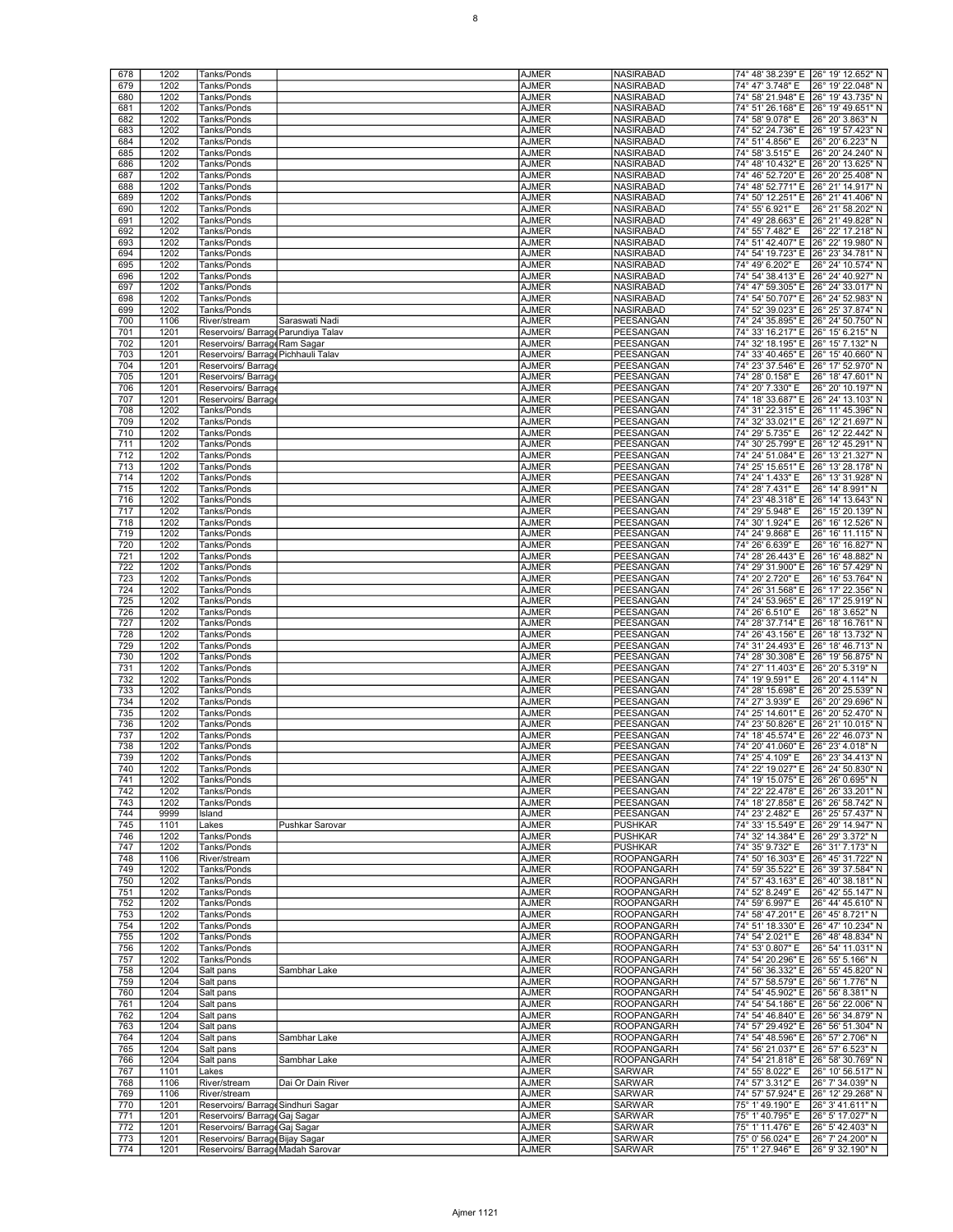| 678 | 1202 | Tanks/Ponds | | AJMER | NASIRABAD | 74° 48' 38.239" E | 26° 19' 12.652" N |
|---|---|---|---|---|---|---|---|
| 679 | 1202 | Tanks/Ponds | | AJMER | NASIRABAD | 74° 47' 3.748" E | 26° 19' 22.048" N |
| 680 | 1202 | Tanks/Ponds | | AJMER | NASIRABAD | 74° 58' 21.948" E | 26° 19' 43.735" N |
| 681 | 1202 | Tanks/Ponds | | AJMER | NASIRABAD | 74° 51' 26.168" E | 26° 19' 49.651" N |
| 682 | 1202 | Tanks/Ponds | | AJMER | NASIRABAD | 74° 58' 9.078" E | 26° 20' 3.863" N |
| 683 | 1202 | Tanks/Ponds | | AJMER | NASIRABAD | 74° 52' 24.736" E | 26° 19' 57.423" N |
| 684 | 1202 | Tanks/Ponds | | AJMER | NASIRABAD | 74° 51' 4.856" E | 26° 20' 6.223" N |
| 685 | 1202 | Tanks/Ponds | | AJMER | NASIRABAD | 74° 58' 3.515" E | 26° 20' 24.240" N |
| 686 | 1202 | Tanks/Ponds | | AJMER | NASIRABAD | 74° 48' 10.432" E | 26° 20' 13.625" N |
| 687 | 1202 | Tanks/Ponds | | AJMER | NASIRABAD | 74° 46' 52.720" E | 26° 20' 25.408" N |
| 688 | 1202 | Tanks/Ponds | | AJMER | NASIRABAD | 74° 48' 52.771" E | 26° 21' 14.917" N |
| 689 | 1202 | Tanks/Ponds | | AJMER | NASIRABAD | 74° 50' 12.251" E | 26° 21' 41.406" N |
| 690 | 1202 | Tanks/Ponds | | AJMER | NASIRABAD | 74° 55' 6.921" E | 26° 21' 58.202" N |
| 691 | 1202 | Tanks/Ponds | | AJMER | NASIRABAD | 74° 49' 28.663" E | 26° 21' 49.828" N |
| 692 | 1202 | Tanks/Ponds | | AJMER | NASIRABAD | 74° 55' 7.482" E | 26° 22' 17.218" N |
| 693 | 1202 | Tanks/Ponds | | AJMER | NASIRABAD | 74° 51' 42.407" E | 26° 22' 19.980" N |
| 694 | 1202 | Tanks/Ponds | | AJMER | NASIRABAD | 74° 54' 19.723" E | 26° 23' 34.781" N |
| 695 | 1202 | Tanks/Ponds | | AJMER | NASIRABAD | 74° 49' 6.202" E | 26° 24' 10.574" N |
| 696 | 1202 | Tanks/Ponds | | AJMER | NASIRABAD | 74° 54' 38.413" E | 26° 24' 40.927" N |
| 697 | 1202 | Tanks/Ponds | | AJMER | NASIRABAD | 74° 47' 59.305" E | 26° 24' 33.017" N |
| 698 | 1202 | Tanks/Ponds | | AJMER | NASIRABAD | 74° 54' 50.707" E | 26° 24' 52.983" N |
| 699 | 1202 | Tanks/Ponds | | AJMER | NASIRABAD | 74° 52' 39.023" E | 26° 25' 37.874" N |
| 700 | 1106 | River/stream | Saraswati Nadi | AJMER | PEESANGAN | 74° 24' 35.895" E | 26° 24' 50.750" N |
| 701 | 1201 | Reservoirs/ Barrage | Parundiya Talav | AJMER | PEESANGAN | 74° 33' 16.217" E | 26° 15' 6.215" N |
| 702 | 1201 | Reservoirs/ Barrage | Ram Sagar | AJMER | PEESANGAN | 74° 32' 18.195" E | 26° 15' 7.132" N |
| 703 | 1201 | Reservoirs/ Barrage | Pichhauli Talav | AJMER | PEESANGAN | 74° 33' 40.465" E | 26° 15' 40.660" N |
| 704 | 1201 | Reservoirs/ Barrage | | AJMER | PEESANGAN | 74° 23' 37.546" E | 26° 17' 52.970" N |
| 705 | 1201 | Reservoirs/ Barrage | | AJMER | PEESANGAN | 74° 28' 0.158" E | 26° 18' 47.601" N |
| 706 | 1201 | Reservoirs/ Barrage | | AJMER | PEESANGAN | 74° 20' 7.330" E | 26° 20' 10.197" N |
| 707 | 1201 | Reservoirs/ Barrage | | AJMER | PEESANGAN | 74° 18' 33.687" E | 26° 24' 13.103" N |
| 708 | 1202 | Tanks/Ponds | | AJMER | PEESANGAN | 74° 31' 22.315" E | 26° 11' 45.396" N |
| 709 | 1202 | Tanks/Ponds | | AJMER | PEESANGAN | 74° 32' 33.021" E | 26° 12' 21.697" N |
| 710 | 1202 | Tanks/Ponds | | AJMER | PEESANGAN | 74° 29' 5.735" E | 26° 12' 22.442" N |
| 711 | 1202 | Tanks/Ponds | | AJMER | PEESANGAN | 74° 30' 25.799" E | 26° 12' 45.291" N |
| 712 | 1202 | Tanks/Ponds | | AJMER | PEESANGAN | 74° 24' 51.084" E | 26° 13' 21.327" N |
| 713 | 1202 | Tanks/Ponds | | AJMER | PEESANGAN | 74° 25' 15.651" E | 26° 13' 28.178" N |
| 714 | 1202 | Tanks/Ponds | | AJMER | PEESANGAN | 74° 24' 1.433" E | 26° 13' 31.928" N |
| 715 | 1202 | Tanks/Ponds | | AJMER | PEESANGAN | 74° 28' 7.431" E | 26° 14' 8.991" N |
| 716 | 1202 | Tanks/Ponds | | AJMER | PEESANGAN | 74° 23' 48.318" E | 26° 14' 13.643" N |
| 717 | 1202 | Tanks/Ponds | | AJMER | PEESANGAN | 74° 29' 5.948" E | 26° 15' 20.139" N |
| 718 | 1202 | Tanks/Ponds | | AJMER | PEESANGAN | 74° 30' 1.924" E | 26° 16' 12.526" N |
| 719 | 1202 | Tanks/Ponds | | AJMER | PEESANGAN | 74° 24' 9.868" E | 26° 16' 11.115" N |
| 720 | 1202 | Tanks/Ponds | | AJMER | PEESANGAN | 74° 26' 6.639" E | 26° 16' 16.827" N |
| 721 | 1202 | Tanks/Ponds | | AJMER | PEESANGAN | 74° 28' 26.443" E | 26° 16' 48.882" N |
| 722 | 1202 | Tanks/Ponds | | AJMER | PEESANGAN | 74° 29' 31.900" E | 26° 16' 57.429" N |
| 723 | 1202 | Tanks/Ponds | | AJMER | PEESANGAN | 74° 20' 2.720" E | 26° 16' 53.764" N |
| 724 | 1202 | Tanks/Ponds | | AJMER | PEESANGAN | 74° 26' 31.568" E | 26° 17' 22.356" N |
| 725 | 1202 | Tanks/Ponds | | AJMER | PEESANGAN | 74° 24' 53.965" E | 26° 17' 25.919" N |
| 726 | 1202 | Tanks/Ponds | | AJMER | PEESANGAN | 74° 26' 6.510" E | 26° 18' 3.652" N |
| 727 | 1202 | Tanks/Ponds | | AJMER | PEESANGAN | 74° 28' 37.714" E | 26° 18' 16.761" N |
| 728 | 1202 | Tanks/Ponds | | AJMER | PEESANGAN | 74° 26' 43.156" E | 26° 18' 13.732" N |
| 729 | 1202 | Tanks/Ponds | | AJMER | PEESANGAN | 74° 31' 24.493" E | 26° 18' 46.713" N |
| 730 | 1202 | Tanks/Ponds | | AJMER | PEESANGAN | 74° 28' 30.308" E | 26° 19' 56.875" N |
| 731 | 1202 | Tanks/Ponds | | AJMER | PEESANGAN | 74° 27' 11.403" E | 26° 20' 5.319" N |
| 732 | 1202 | Tanks/Ponds | | AJMER | PEESANGAN | 74° 19' 9.591" E | 26° 20' 4.114" N |
| 733 | 1202 | Tanks/Ponds | | AJMER | PEESANGAN | 74° 28' 15.698" E | 26° 20' 25.539" N |
| 734 | 1202 | Tanks/Ponds | | AJMER | PEESANGAN | 74° 27' 3.939" E | 26° 20' 29.696" N |
| 735 | 1202 | Tanks/Ponds | | AJMER | PEESANGAN | 74° 25' 14.601" E | 26° 20' 52.470" N |
| 736 | 1202 | Tanks/Ponds | | AJMER | PEESANGAN | 74° 23' 50.826" E | 26° 21' 10.015" N |
| 737 | 1202 | Tanks/Ponds | | AJMER | PEESANGAN | 74° 18' 45.574" E | 26° 22' 46.073" N |
| 738 | 1202 | Tanks/Ponds | | AJMER | PEESANGAN | 74° 20' 41.060" E | 26° 23' 4.018" N |
| 739 | 1202 | Tanks/Ponds | | AJMER | PEESANGAN | 74° 25' 4.109" E | 26° 23' 34.413" N |
| 740 | 1202 | Tanks/Ponds | | AJMER | PEESANGAN | 74° 22' 19.027" E | 26° 24' 50.830" N |
| 741 | 1202 | Tanks/Ponds | | AJMER | PEESANGAN | 74° 19' 15.075" E | 26° 26' 0.695" N |
| 742 | 1202 | Tanks/Ponds | | AJMER | PEESANGAN | 74° 22' 22.478" E | 26° 26' 33.201" N |
| 743 | 1202 | Tanks/Ponds | | AJMER | PEESANGAN | 74° 18' 27.858" E | 26° 26' 58.742" N |
| 744 | 9999 | Island | | AJMER | PEESANGAN | 74° 23' 2.482" E | 26° 25' 57.437" N |
| 745 | 1101 | Lakes | Pushkar Sarovar | AJMER | PUSHKAR | 74° 33' 15.549" E | 26° 29' 14.947" N |
| 746 | 1202 | Tanks/Ponds | | AJMER | PUSHKAR | 74° 32' 14.384" E | 26° 29' 3.372" N |
| 747 | 1202 | Tanks/Ponds | | AJMER | PUSHKAR | 74° 35' 9.732" E | 26° 31' 7.173" N |
| 748 | 1106 | River/stream | | AJMER | ROOPANGARH | 74° 50' 16.303" E | 26° 45' 31.722" N |
| 749 | 1202 | Tanks/Ponds | | AJMER | ROOPANGARH | 74° 59' 35.522" E | 26° 39' 37.584" N |
| 750 | 1202 | Tanks/Ponds | | AJMER | ROOPANGARH | 74° 57' 43.163" E | 26° 40' 38.181" N |
| 751 | 1202 | Tanks/Ponds | | AJMER | ROOPANGARH | 74° 52' 8.249" E | 26° 42' 55.147" N |
| 752 | 1202 | Tanks/Ponds | | AJMER | ROOPANGARH | 74° 59' 6.997" E | 26° 44' 45.610" N |
| 753 | 1202 | Tanks/Ponds | | AJMER | ROOPANGARH | 74° 58' 47.201" E | 26° 45' 8.721" N |
| 754 | 1202 | Tanks/Ponds | | AJMER | ROOPANGARH | 74° 51' 18.330" E | 26° 47' 10.234" N |
| 755 | 1202 | Tanks/Ponds | | AJMER | ROOPANGARH | 74° 54' 2.021" E | 26° 48' 48.834" N |
| 756 | 1202 | Tanks/Ponds | | AJMER | ROOPANGARH | 74° 53' 0.807" E | 26° 54' 11.031" N |
| 757 | 1202 | Tanks/Ponds | | AJMER | ROOPANGARH | 74° 54' 20.296" E | 26° 55' 5.166" N |
| 758 | 1204 | Salt pans | Sambhar Lake | AJMER | ROOPANGARH | 74° 56' 36.332" E | 26° 55' 45.820" N |
| 759 | 1204 | Salt pans | | AJMER | ROOPANGARH | 74° 57' 58.579" E | 26° 56' 1.776" N |
| 760 | 1204 | Salt pans | | AJMER | ROOPANGARH | 74° 54' 45.902" E | 26° 56' 8.381" N |
| 761 | 1204 | Salt pans | | AJMER | ROOPANGARH | 74° 54' 54.186" E | 26° 56' 22.006" N |
| 762 | 1204 | Salt pans | | AJMER | ROOPANGARH | 74° 54' 46.840" E | 26° 56' 34.879" N |
| 763 | 1204 | Salt pans | | AJMER | ROOPANGARH | 74° 57' 29.492" E | 26° 56' 51.304" N |
| 764 | 1204 | Salt pans | Sambhar Lake | AJMER | ROOPANGARH | 74° 54' 48.596" E | 26° 57' 2.706" N |
| 765 | 1204 | Salt pans | | AJMER | ROOPANGARH | 74° 56' 21.037" E | 26° 57' 6.523" N |
| 766 | 1204 | Salt pans | Sambhar Lake | AJMER | ROOPANGARH | 74° 54' 21.818" E | 26° 58' 30.769" N |
| 767 | 1101 | Lakes | | AJMER | SARWAR | 74° 55' 8.022" E | 26° 10' 56.517" N |
| 768 | 1106 | River/stream | Dai Or Dain River | AJMER | SARWAR | 74° 57' 3.312" E | 26° 7' 34.039" N |
| 769 | 1106 | River/stream | | AJMER | SARWAR | 74° 57' 57.924" E | 26° 12' 29.268" N |
| 770 | 1201 | Reservoirs/ Barrage | Sindhuri Sagar | AJMER | SARWAR | 75° 1' 49.190" E | 26° 3' 41.611" N |
| 771 | 1201 | Reservoirs/ Barrage | Gaj Sagar | AJMER | SARWAR | 75° 1' 40.795" E | 26° 5' 17.027" N |
| 772 | 1201 | Reservoirs/ Barrage | Gaj Sagar | AJMER | SARWAR | 75° 1' 11.476" E | 26° 5' 42.403" N |
| 773 | 1201 | Reservoirs/ Barrage | Bijay Sagar | AJMER | SARWAR | 75° 0' 56.024" E | 26° 7' 24.200" N |
| 774 | 1201 | Reservoirs/ Barrage | Madah Sarovar | AJMER | SARWAR | 75° 1' 27.946" E | 26° 9' 32.190" N |

Ajmer 1121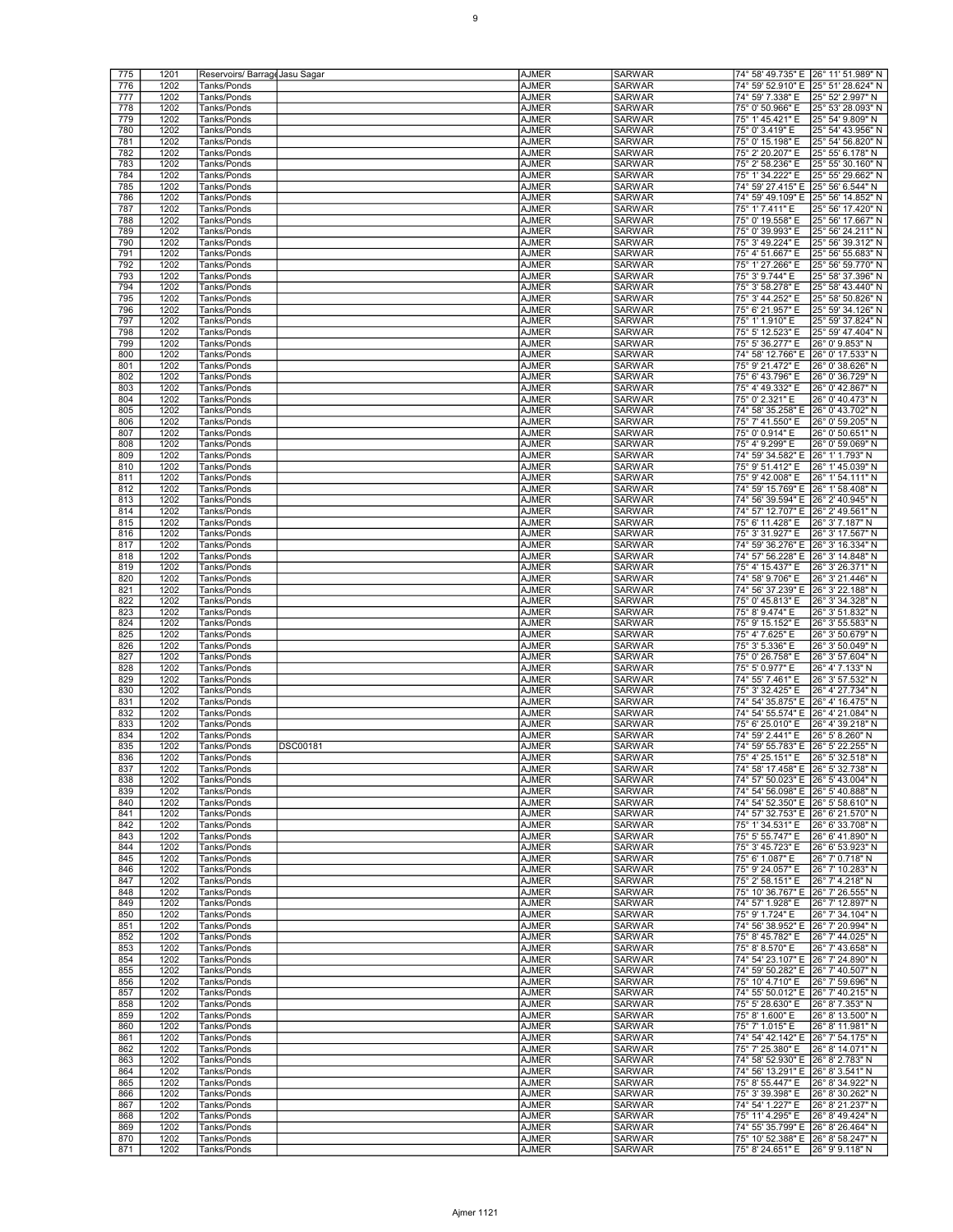| 775 | 1201 | Reservoirs/ Barrage | Jasu Sagar | AJMER | SARWAR | 74° 58' 49.735" E | 26° 11' 51.989" N |
|---|---|---|---|---|---|---|---|
| 776 | 1202 | Tanks/Ponds | | AJMER | SARWAR | 74° 59' 52.910" E | 25° 51' 28.624" N |
| 777 | 1202 | Tanks/Ponds | | AJMER | SARWAR | 74° 59' 7.338" E | 25° 52' 2.997" N |
| 778 | 1202 | Tanks/Ponds | | AJMER | SARWAR | 75° 0' 50.966" E | 25° 53' 28.093" N |
| 779 | 1202 | Tanks/Ponds | | AJMER | SARWAR | 75° 1' 45.421" E | 25° 54' 9.809" N |
| 780 | 1202 | Tanks/Ponds | | AJMER | SARWAR | 75° 0' 3.419" E | 25° 54' 43.956" N |
| 781 | 1202 | Tanks/Ponds | | AJMER | SARWAR | 75° 0' 15.198" E | 25° 54' 56.820" N |
| 782 | 1202 | Tanks/Ponds | | AJMER | SARWAR | 75° 2' 20.207" E | 25° 55' 6.178" N |
| 783 | 1202 | Tanks/Ponds | | AJMER | SARWAR | 75° 2' 58.236" E | 25° 55' 30.160" N |
| 784 | 1202 | Tanks/Ponds | | AJMER | SARWAR | 75° 1' 34.222" E | 25° 55' 29.662" N |
| 785 | 1202 | Tanks/Ponds | | AJMER | SARWAR | 74° 59' 27.415" E | 25° 56' 6.544" N |
| 786 | 1202 | Tanks/Ponds | | AJMER | SARWAR | 74° 59' 49.109" E | 25° 56' 14.852" N |
| 787 | 1202 | Tanks/Ponds | | AJMER | SARWAR | 75° 1' 7.411" E | 25° 56' 17.420" N |
| 788 | 1202 | Tanks/Ponds | | AJMER | SARWAR | 75° 0' 19.558" E | 25° 56' 17.667" N |
| 789 | 1202 | Tanks/Ponds | | AJMER | SARWAR | 75° 0' 39.993" E | 25° 56' 24.211" N |
| 790 | 1202 | Tanks/Ponds | | AJMER | SARWAR | 75° 3' 49.224" E | 25° 56' 39.312" N |
| 791 | 1202 | Tanks/Ponds | | AJMER | SARWAR | 75° 4' 51.667" E | 25° 56' 55.683" N |
| 792 | 1202 | Tanks/Ponds | | AJMER | SARWAR | 75° 1' 27.266" E | 25° 56' 59.770" N |
| 793 | 1202 | Tanks/Ponds | | AJMER | SARWAR | 75° 3' 9.744" E | 25° 58' 37.396" N |
| 794 | 1202 | Tanks/Ponds | | AJMER | SARWAR | 75° 3' 58.278" E | 25° 58' 43.440" N |
| 795 | 1202 | Tanks/Ponds | | AJMER | SARWAR | 75° 3' 44.252" E | 25° 58' 50.826" N |
| 796 | 1202 | Tanks/Ponds | | AJMER | SARWAR | 75° 6' 21.957" E | 25° 59' 34.126" N |
| 797 | 1202 | Tanks/Ponds | | AJMER | SARWAR | 75° 1' 1.910" E | 25° 59' 37.824" N |
| 798 | 1202 | Tanks/Ponds | | AJMER | SARWAR | 75° 5' 12.523" E | 25° 59' 47.404" N |
| 799 | 1202 | Tanks/Ponds | | AJMER | SARWAR | 75° 5' 36.277" E | 26° 0' 9.853" N |
| 800 | 1202 | Tanks/Ponds | | AJMER | SARWAR | 74° 58' 12.766" E | 26° 0' 17.533" N |
| 801 | 1202 | Tanks/Ponds | | AJMER | SARWAR | 75° 9' 21.472" E | 26° 0' 38.626" N |
| 802 | 1202 | Tanks/Ponds | | AJMER | SARWAR | 75° 6' 43.796" E | 26° 0' 36.729" N |
| 803 | 1202 | Tanks/Ponds | | AJMER | SARWAR | 75° 4' 49.332" E | 26° 0' 42.867" N |
| 804 | 1202 | Tanks/Ponds | | AJMER | SARWAR | 75° 0' 2.321" E | 26° 0' 40.473" N |
| 805 | 1202 | Tanks/Ponds | | AJMER | SARWAR | 74° 58' 35.258" E | 26° 0' 43.702" N |
| 806 | 1202 | Tanks/Ponds | | AJMER | SARWAR | 75° 7' 41.550" E | 26° 0' 59.205" N |
| 807 | 1202 | Tanks/Ponds | | AJMER | SARWAR | 75° 0' 0.914" E | 26° 0' 50.651" N |
| 808 | 1202 | Tanks/Ponds | | AJMER | SARWAR | 75° 4' 9.299" E | 26° 0' 59.069" N |
| 809 | 1202 | Tanks/Ponds | | AJMER | SARWAR | 74° 59' 34.582" E | 26° 1' 1.793" N |
| 810 | 1202 | Tanks/Ponds | | AJMER | SARWAR | 75° 9' 51.412" E | 26° 1' 45.039" N |
| 811 | 1202 | Tanks/Ponds | | AJMER | SARWAR | 75° 9' 42.008" E | 26° 1' 54.111" N |
| 812 | 1202 | Tanks/Ponds | | AJMER | SARWAR | 74° 59' 15.769" E | 26° 1' 58.408" N |
| 813 | 1202 | Tanks/Ponds | | AJMER | SARWAR | 74° 56' 39.594" E | 26° 2' 40.945" N |
| 814 | 1202 | Tanks/Ponds | | AJMER | SARWAR | 74° 57' 12.707" E | 26° 2' 49.561" N |
| 815 | 1202 | Tanks/Ponds | | AJMER | SARWAR | 75° 6' 11.428" E | 26° 3' 7.187" N |
| 816 | 1202 | Tanks/Ponds | | AJMER | SARWAR | 75° 3' 31.927" E | 26° 3' 17.567" N |
| 817 | 1202 | Tanks/Ponds | | AJMER | SARWAR | 74° 59' 36.276" E | 26° 3' 16.334" N |
| 818 | 1202 | Tanks/Ponds | | AJMER | SARWAR | 74° 57' 56.228" E | 26° 3' 14.848" N |
| 819 | 1202 | Tanks/Ponds | | AJMER | SARWAR | 75° 4' 15.437" E | 26° 3' 26.371" N |
| 820 | 1202 | Tanks/Ponds | | AJMER | SARWAR | 74° 58' 9.706" E | 26° 3' 21.446" N |
| 821 | 1202 | Tanks/Ponds | | AJMER | SARWAR | 74° 56' 37.239" E | 26° 3' 22.188" N |
| 822 | 1202 | Tanks/Ponds | | AJMER | SARWAR | 75° 0' 45.813" E | 26° 3' 34.328" N |
| 823 | 1202 | Tanks/Ponds | | AJMER | SARWAR | 75° 8' 9.474" E | 26° 3' 51.832" N |
| 824 | 1202 | Tanks/Ponds | | AJMER | SARWAR | 75° 9' 15.152" E | 26° 3' 55.583" N |
| 825 | 1202 | Tanks/Ponds | | AJMER | SARWAR | 75° 4' 7.625" E | 26° 3' 50.679" N |
| 826 | 1202 | Tanks/Ponds | | AJMER | SARWAR | 75° 3' 5.336" E | 26° 3' 50.049" N |
| 827 | 1202 | Tanks/Ponds | | AJMER | SARWAR | 75° 0' 26.758" E | 26° 3' 57.604" N |
| 828 | 1202 | Tanks/Ponds | | AJMER | SARWAR | 75° 5' 0.977" E | 26° 4' 7.133" N |
| 829 | 1202 | Tanks/Ponds | | AJMER | SARWAR | 74° 55' 7.461" E | 26° 3' 57.532" N |
| 830 | 1202 | Tanks/Ponds | | AJMER | SARWAR | 75° 3' 32.425" E | 26° 4' 27.734" N |
| 831 | 1202 | Tanks/Ponds | | AJMER | SARWAR | 74° 54' 35.875" E | 26° 4' 16.475" N |
| 832 | 1202 | Tanks/Ponds | | AJMER | SARWAR | 74° 54' 55.574" E | 26° 4' 21.084" N |
| 833 | 1202 | Tanks/Ponds | | AJMER | SARWAR | 75° 6' 25.010" E | 26° 4' 39.218" N |
| 834 | 1202 | Tanks/Ponds | | AJMER | SARWAR | 74° 59' 2.441" E | 26° 5' 8.260" N |
| 835 | 1202 | Tanks/Ponds | DSC00181 | AJMER | SARWAR | 74° 59' 55.783" E | 26° 5' 22.255" N |
| 836 | 1202 | Tanks/Ponds | | AJMER | SARWAR | 75° 4' 25.151" E | 26° 5' 32.518" N |
| 837 | 1202 | Tanks/Ponds | | AJMER | SARWAR | 74° 58' 17.458" E | 26° 5' 32.738" N |
| 838 | 1202 | Tanks/Ponds | | AJMER | SARWAR | 74° 57' 50.023" E | 26° 5' 43.004" N |
| 839 | 1202 | Tanks/Ponds | | AJMER | SARWAR | 74° 54' 56.098" E | 26° 5' 40.888" N |
| 840 | 1202 | Tanks/Ponds | | AJMER | SARWAR | 74° 54' 52.350" E | 26° 5' 58.610" N |
| 841 | 1202 | Tanks/Ponds | | AJMER | SARWAR | 74° 57' 32.753" E | 26° 6' 21.570" N |
| 842 | 1202 | Tanks/Ponds | | AJMER | SARWAR | 75° 1' 34.531" E | 26° 6' 33.708" N |
| 843 | 1202 | Tanks/Ponds | | AJMER | SARWAR | 75° 5' 55.747" E | 26° 6' 41.890" N |
| 844 | 1202 | Tanks/Ponds | | AJMER | SARWAR | 75° 3' 45.723" E | 26° 6' 53.923" N |
| 845 | 1202 | Tanks/Ponds | | AJMER | SARWAR | 75° 6' 1.087" E | 26° 7' 0.718" N |
| 846 | 1202 | Tanks/Ponds | | AJMER | SARWAR | 75° 9' 24.057" E | 26° 7' 10.283" N |
| 847 | 1202 | Tanks/Ponds | | AJMER | SARWAR | 75° 2' 58.151" E | 26° 7' 4.218" N |
| 848 | 1202 | Tanks/Ponds | | AJMER | SARWAR | 75° 10' 36.767" E | 26° 7' 26.555" N |
| 849 | 1202 | Tanks/Ponds | | AJMER | SARWAR | 74° 57' 1.928" E | 26° 7' 12.897" N |
| 850 | 1202 | Tanks/Ponds | | AJMER | SARWAR | 75° 9' 1.724" E | 26° 7' 34.104" N |
| 851 | 1202 | Tanks/Ponds | | AJMER | SARWAR | 74° 56' 38.952" E | 26° 7' 20.994" N |
| 852 | 1202 | Tanks/Ponds | | AJMER | SARWAR | 75° 8' 45.782" E | 26° 7' 44.025" N |
| 853 | 1202 | Tanks/Ponds | | AJMER | SARWAR | 75° 8' 8.570" E | 26° 7' 43.658" N |
| 854 | 1202 | Tanks/Ponds | | AJMER | SARWAR | 74° 54' 23.107" E | 26° 7' 24.890" N |
| 855 | 1202 | Tanks/Ponds | | AJMER | SARWAR | 74° 59' 50.282" E | 26° 7' 40.507" N |
| 856 | 1202 | Tanks/Ponds | | AJMER | SARWAR | 75° 10' 4.710" E | 26° 7' 59.696" N |
| 857 | 1202 | Tanks/Ponds | | AJMER | SARWAR | 74° 55' 50.012" E | 26° 7' 40.215" N |
| 858 | 1202 | Tanks/Ponds | | AJMER | SARWAR | 75° 5' 28.630" E | 26° 8' 7.353" N |
| 859 | 1202 | Tanks/Ponds | | AJMER | SARWAR | 75° 8' 1.600" E | 26° 8' 13.500" N |
| 860 | 1202 | Tanks/Ponds | | AJMER | SARWAR | 75° 7' 1.015" E | 26° 8' 11.981" N |
| 861 | 1202 | Tanks/Ponds | | AJMER | SARWAR | 74° 54' 42.142" E | 26° 7' 54.175" N |
| 862 | 1202 | Tanks/Ponds | | AJMER | SARWAR | 75° 7' 25.380" E | 26° 8' 14.071" N |
| 863 | 1202 | Tanks/Ponds | | AJMER | SARWAR | 74° 58' 52.930" E | 26° 8' 2.783" N |
| 864 | 1202 | Tanks/Ponds | | AJMER | SARWAR | 74° 56' 13.291" E | 26° 8' 3.541" N |
| 865 | 1202 | Tanks/Ponds | | AJMER | SARWAR | 75° 8' 55.447" E | 26° 8' 34.922" N |
| 866 | 1202 | Tanks/Ponds | | AJMER | SARWAR | 75° 3' 39.398" E | 26° 8' 30.262" N |
| 867 | 1202 | Tanks/Ponds | | AJMER | SARWAR | 74° 54' 1.227" E | 26° 8' 21.237" N |
| 868 | 1202 | Tanks/Ponds | | AJMER | SARWAR | 75° 11' 4.295" E | 26° 8' 49.424" N |
| 869 | 1202 | Tanks/Ponds | | AJMER | SARWAR | 74° 55' 35.799" E | 26° 8' 26.464" N |
| 870 | 1202 | Tanks/Ponds | | AJMER | SARWAR | 75° 10' 52.388" E | 26° 8' 58.247" N |
| 871 | 1202 | Tanks/Ponds | | AJMER | SARWAR | 75° 8' 24.651" E | 26° 9' 9.118" N |

Ajmer 1121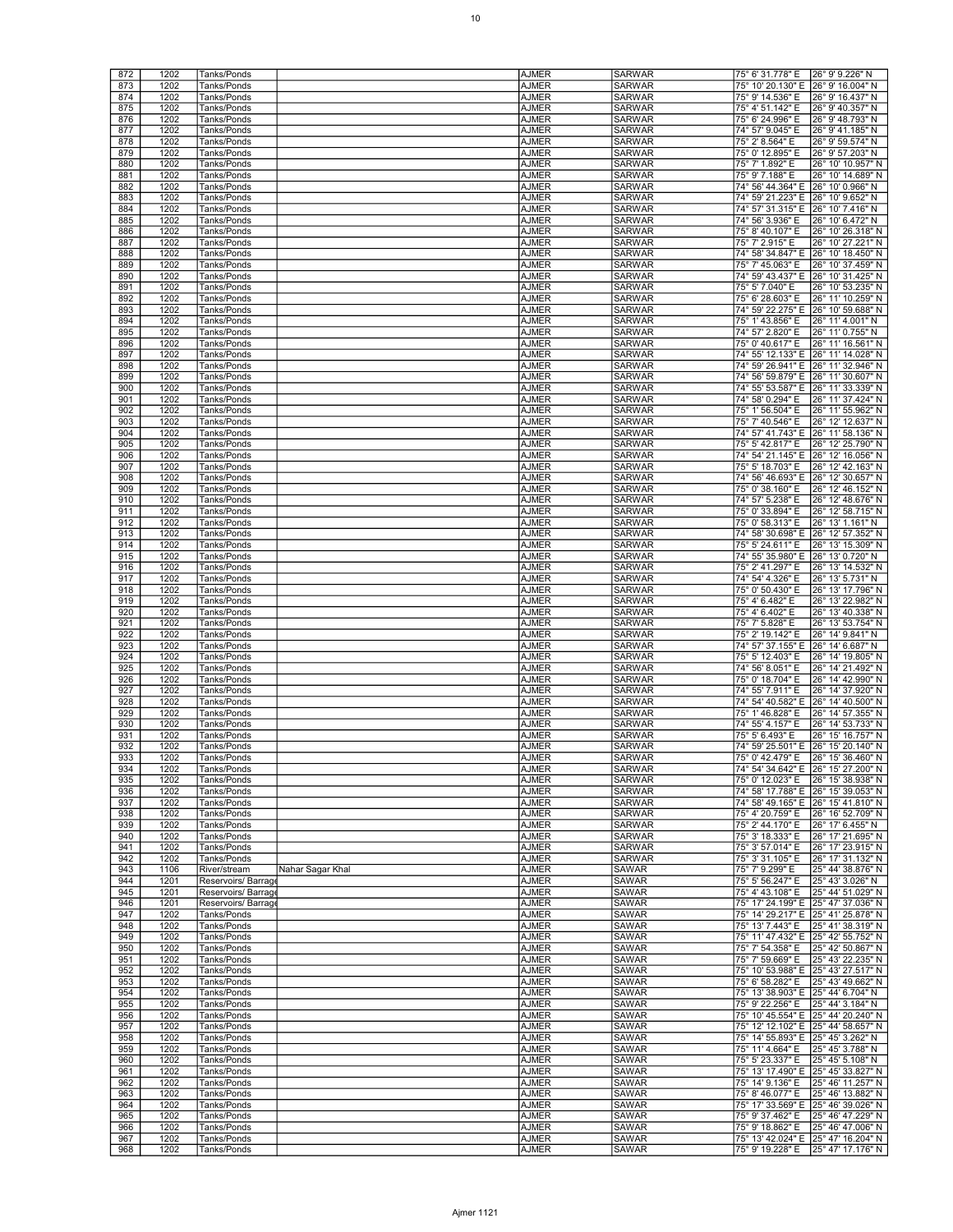| | | | | | | | |
|---|---|---|---|---|---|---|---|
| 872 | 1202 | Tanks/Ponds | | AJMER | SARWAR | 75° 6' 31.778" E | 26° 9' 9.226" N |
| 873 | 1202 | Tanks/Ponds | | AJMER | SARWAR | 75° 10' 20.130" E | 26° 9' 16.004" N |
| 874 | 1202 | Tanks/Ponds | | AJMER | SARWAR | 75° 9' 14.536" E | 26° 9' 16.437" N |
| 875 | 1202 | Tanks/Ponds | | AJMER | SARWAR | 75° 4' 51.142" E | 26° 9' 40.357" N |
| 876 | 1202 | Tanks/Ponds | | AJMER | SARWAR | 75° 6' 24.996" E | 26° 9' 48.793" N |
| 877 | 1202 | Tanks/Ponds | | AJMER | SARWAR | 74° 57' 9.045" E | 26° 9' 41.185" N |
| 878 | 1202 | Tanks/Ponds | | AJMER | SARWAR | 75° 2' 8.564" E | 26° 9' 59.574" N |
| 879 | 1202 | Tanks/Ponds | | AJMER | SARWAR | 75° 0' 12.895" E | 26° 9' 57.203" N |
| 880 | 1202 | Tanks/Ponds | | AJMER | SARWAR | 75° 7' 1.892" E | 26° 10' 10.957" N |
| 881 | 1202 | Tanks/Ponds | | AJMER | SARWAR | 75° 9' 7.188" E | 26° 10' 14.689" N |
| 882 | 1202 | Tanks/Ponds | | AJMER | SARWAR | 74° 56' 44.364" E | 26° 10' 0.966" N |
| 883 | 1202 | Tanks/Ponds | | AJMER | SARWAR | 74° 59' 21.223" E | 26° 10' 9.652" N |
| 884 | 1202 | Tanks/Ponds | | AJMER | SARWAR | 74° 57' 31.315" E | 26° 10' 7.416" N |
| 885 | 1202 | Tanks/Ponds | | AJMER | SARWAR | 74° 56' 3.936" E | 26° 10' 6.472" N |
| 886 | 1202 | Tanks/Ponds | | AJMER | SARWAR | 75° 8' 40.107" E | 26° 10' 26.318" N |
| 887 | 1202 | Tanks/Ponds | | AJMER | SARWAR | 75° 7' 2.915" E | 26° 10' 27.221" N |
| 888 | 1202 | Tanks/Ponds | | AJMER | SARWAR | 74° 58' 34.847" E | 26° 10' 18.450" N |
| 889 | 1202 | Tanks/Ponds | | AJMER | SARWAR | 75° 7' 45.063" E | 26° 10' 37.459" N |
| 890 | 1202 | Tanks/Ponds | | AJMER | SARWAR | 74° 59' 43.437" E | 26° 10' 31.425" N |
| 891 | 1202 | Tanks/Ponds | | AJMER | SARWAR | 75° 5' 7.040" E | 26° 10' 53.235" N |
| 892 | 1202 | Tanks/Ponds | | AJMER | SARWAR | 75° 6' 28.603" E | 26° 11' 10.259" N |
| 893 | 1202 | Tanks/Ponds | | AJMER | SARWAR | 74° 59' 22.275" E | 26° 10' 59.688" N |
| 894 | 1202 | Tanks/Ponds | | AJMER | SARWAR | 75° 1' 43.856" E | 26° 11' 4.001" N |
| 895 | 1202 | Tanks/Ponds | | AJMER | SARWAR | 74° 57' 2.820" E | 26° 11' 0.755" N |
| 896 | 1202 | Tanks/Ponds | | AJMER | SARWAR | 75° 0' 40.617" E | 26° 11' 16.561" N |
| 897 | 1202 | Tanks/Ponds | | AJMER | SARWAR | 74° 55' 12.133" E | 26° 11' 14.028" N |
| 898 | 1202 | Tanks/Ponds | | AJMER | SARWAR | 74° 59' 26.941" E | 26° 11' 32.946" N |
| 899 | 1202 | Tanks/Ponds | | AJMER | SARWAR | 74° 56' 59.879" E | 26° 11' 30.607" N |
| 900 | 1202 | Tanks/Ponds | | AJMER | SARWAR | 74° 55' 53.587" E | 26° 11' 33.339" N |
| 901 | 1202 | Tanks/Ponds | | AJMER | SARWAR | 74° 58' 0.294" E | 26° 11' 37.424" N |
| 902 | 1202 | Tanks/Ponds | | AJMER | SARWAR | 75° 1' 56.504" E | 26° 11' 55.962" N |
| 903 | 1202 | Tanks/Ponds | | AJMER | SARWAR | 75° 7' 40.546" E | 26° 12' 12.637" N |
| 904 | 1202 | Tanks/Ponds | | AJMER | SARWAR | 74° 57' 41.743" E | 26° 11' 58.136" N |
| 905 | 1202 | Tanks/Ponds | | AJMER | SARWAR | 75° 5' 42.817" E | 26° 12' 25.790" N |
| 906 | 1202 | Tanks/Ponds | | AJMER | SARWAR | 74° 54' 21.145" E | 26° 12' 16.056" N |
| 907 | 1202 | Tanks/Ponds | | AJMER | SARWAR | 75° 5' 18.703" E | 26° 12' 42.163" N |
| 908 | 1202 | Tanks/Ponds | | AJMER | SARWAR | 74° 56' 46.693" E | 26° 12' 30.657" N |
| 909 | 1202 | Tanks/Ponds | | AJMER | SARWAR | 75° 0' 38.160" E | 26° 12' 46.152" N |
| 910 | 1202 | Tanks/Ponds | | AJMER | SARWAR | 74° 57' 5.238" E | 26° 12' 48.676" N |
| 911 | 1202 | Tanks/Ponds | | AJMER | SARWAR | 75° 0' 33.894" E | 26° 12' 58.715" N |
| 912 | 1202 | Tanks/Ponds | | AJMER | SARWAR | 75° 0' 58.313" E | 26° 13' 1.161" N |
| 913 | 1202 | Tanks/Ponds | | AJMER | SARWAR | 74° 58' 30.698" E | 26° 12' 57.352" N |
| 914 | 1202 | Tanks/Ponds | | AJMER | SARWAR | 75° 5' 24.611" E | 26° 13' 15.309" N |
| 915 | 1202 | Tanks/Ponds | | AJMER | SARWAR | 74° 55' 35.980" E | 26° 13' 0.720" N |
| 916 | 1202 | Tanks/Ponds | | AJMER | SARWAR | 75° 2' 41.297" E | 26° 13' 14.532" N |
| 917 | 1202 | Tanks/Ponds | | AJMER | SARWAR | 74° 54' 4.326" E | 26° 13' 5.731" N |
| 918 | 1202 | Tanks/Ponds | | AJMER | SARWAR | 75° 0' 50.430" E | 26° 13' 17.796" N |
| 919 | 1202 | Tanks/Ponds | | AJMER | SARWAR | 75° 4' 6.482" E | 26° 13' 22.982" N |
| 920 | 1202 | Tanks/Ponds | | AJMER | SARWAR | 75° 4' 6.402" E | 26° 13' 40.338" N |
| 921 | 1202 | Tanks/Ponds | | AJMER | SARWAR | 75° 7' 5.828" E | 26° 13' 53.754" N |
| 922 | 1202 | Tanks/Ponds | | AJMER | SARWAR | 75° 2' 19.142" E | 26° 14' 9.841" N |
| 923 | 1202 | Tanks/Ponds | | AJMER | SARWAR | 74° 57' 37.155" E | 26° 14' 6.687" N |
| 924 | 1202 | Tanks/Ponds | | AJMER | SARWAR | 75° 5' 12.403" E | 26° 14' 19.805" N |
| 925 | 1202 | Tanks/Ponds | | AJMER | SARWAR | 74° 56' 8.051" E | 26° 14' 21.492" N |
| 926 | 1202 | Tanks/Ponds | | AJMER | SARWAR | 75° 0' 18.704" E | 26° 14' 42.990" N |
| 927 | 1202 | Tanks/Ponds | | AJMER | SARWAR | 74° 55' 7.911" E | 26° 14' 37.920" N |
| 928 | 1202 | Tanks/Ponds | | AJMER | SARWAR | 74° 54' 40.582" E | 26° 14' 40.500" N |
| 929 | 1202 | Tanks/Ponds | | AJMER | SARWAR | 75° 1' 46.828" E | 26° 14' 57.355" N |
| 930 | 1202 | Tanks/Ponds | | AJMER | SARWAR | 74° 55' 4.157" E | 26° 14' 53.733" N |
| 931 | 1202 | Tanks/Ponds | | AJMER | SARWAR | 75° 5' 6.493" E | 26° 15' 16.757" N |
| 932 | 1202 | Tanks/Ponds | | AJMER | SARWAR | 74° 59' 25.501" E | 26° 15' 20.140" N |
| 933 | 1202 | Tanks/Ponds | | AJMER | SARWAR | 75° 0' 42.479" E | 26° 15' 36.460" N |
| 934 | 1202 | Tanks/Ponds | | AJMER | SARWAR | 74° 54' 34.642" E | 26° 15' 27.200" N |
| 935 | 1202 | Tanks/Ponds | | AJMER | SARWAR | 75° 0' 12.023" E | 26° 15' 38.938" N |
| 936 | 1202 | Tanks/Ponds | | AJMER | SARWAR | 74° 58' 17.788" E | 26° 15' 39.053" N |
| 937 | 1202 | Tanks/Ponds | | AJMER | SARWAR | 74° 58' 49.165" E | 26° 15' 41.810" N |
| 938 | 1202 | Tanks/Ponds | | AJMER | SARWAR | 75° 4' 20.759" E | 26° 16' 52.709" N |
| 939 | 1202 | Tanks/Ponds | | AJMER | SARWAR | 75° 2' 44.170" E | 26° 17' 6.455" N |
| 940 | 1202 | Tanks/Ponds | | AJMER | SARWAR | 75° 3' 18.333" E | 26° 17' 21.695" N |
| 941 | 1202 | Tanks/Ponds | | AJMER | SARWAR | 75° 3' 57.014" E | 26° 17' 23.915" N |
| 942 | 1202 | Tanks/Ponds | | AJMER | SARWAR | 75° 3' 31.105" E | 26° 17' 31.132" N |
| 943 | 1106 | River/stream | Nahar Sagar Khal | AJMER | SAWAR | 75° 7' 9.299" E | 25° 44' 38.876" N |
| 944 | 1201 | Reservoirs/ Barrage | | AJMER | SAWAR | 75° 5' 56.247" E | 25° 43' 3.026" N |
| 945 | 1201 | Reservoirs/ Barrage | | AJMER | SAWAR | 75° 4' 43.108" E | 25° 44' 51.029" N |
| 946 | 1201 | Reservoirs/ Barrage | | AJMER | SAWAR | 75° 17' 24.199" E | 25° 47' 37.036" N |
| 947 | 1202 | Tanks/Ponds | | AJMER | SAWAR | 75° 14' 29.217" E | 25° 41' 25.878" N |
| 948 | 1202 | Tanks/Ponds | | AJMER | SAWAR | 75° 13' 7.443" E | 25° 41' 38.319" N |
| 949 | 1202 | Tanks/Ponds | | AJMER | SAWAR | 75° 11' 47.432" E | 25° 42' 55.752" N |
| 950 | 1202 | Tanks/Ponds | | AJMER | SAWAR | 75° 7' 54.358" E | 25° 42' 50.867" N |
| 951 | 1202 | Tanks/Ponds | | AJMER | SAWAR | 75° 7' 59.669" E | 25° 43' 22.235" N |
| 952 | 1202 | Tanks/Ponds | | AJMER | SAWAR | 75° 10' 53.988" E | 25° 43' 27.517" N |
| 953 | 1202 | Tanks/Ponds | | AJMER | SAWAR | 75° 6' 58.282" E | 25° 43' 49.662" N |
| 954 | 1202 | Tanks/Ponds | | AJMER | SAWAR | 75° 13' 38.903" E | 25° 44' 6.704" N |
| 955 | 1202 | Tanks/Ponds | | AJMER | SAWAR | 75° 9' 22.256" E | 25° 44' 3.184" N |
| 956 | 1202 | Tanks/Ponds | | AJMER | SAWAR | 75° 10' 45.554" E | 25° 44' 20.240" N |
| 957 | 1202 | Tanks/Ponds | | AJMER | SAWAR | 75° 12' 12.102" E | 25° 44' 58.657" N |
| 958 | 1202 | Tanks/Ponds | | AJMER | SAWAR | 75° 14' 55.893" E | 25° 45' 3.262" N |
| 959 | 1202 | Tanks/Ponds | | AJMER | SAWAR | 75° 11' 4.664" E | 25° 45' 3.788" N |
| 960 | 1202 | Tanks/Ponds | | AJMER | SAWAR | 75° 5' 23.337" E | 25° 45' 5.108" N |
| 961 | 1202 | Tanks/Ponds | | AJMER | SAWAR | 75° 13' 17.490" E | 25° 45' 33.827" N |
| 962 | 1202 | Tanks/Ponds | | AJMER | SAWAR | 75° 14' 9.136" E | 25° 46' 11.257" N |
| 963 | 1202 | Tanks/Ponds | | AJMER | SAWAR | 75° 8' 46.077" E | 25° 46' 13.882" N |
| 964 | 1202 | Tanks/Ponds | | AJMER | SAWAR | 75° 17' 33.569" E | 25° 46' 39.026" N |
| 965 | 1202 | Tanks/Ponds | | AJMER | SAWAR | 75° 9' 37.462" E | 25° 46' 47.229" N |
| 966 | 1202 | Tanks/Ponds | | AJMER | SAWAR | 75° 9' 18.862" E | 25° 46' 47.006" N |
| 967 | 1202 | Tanks/Ponds | | AJMER | SAWAR | 75° 13' 42.024" E | 25° 47' 16.204" N |
| 968 | 1202 | Tanks/Ponds | | AJMER | SAWAR | 75° 9' 19.228" E | 25° 47' 17.176" N |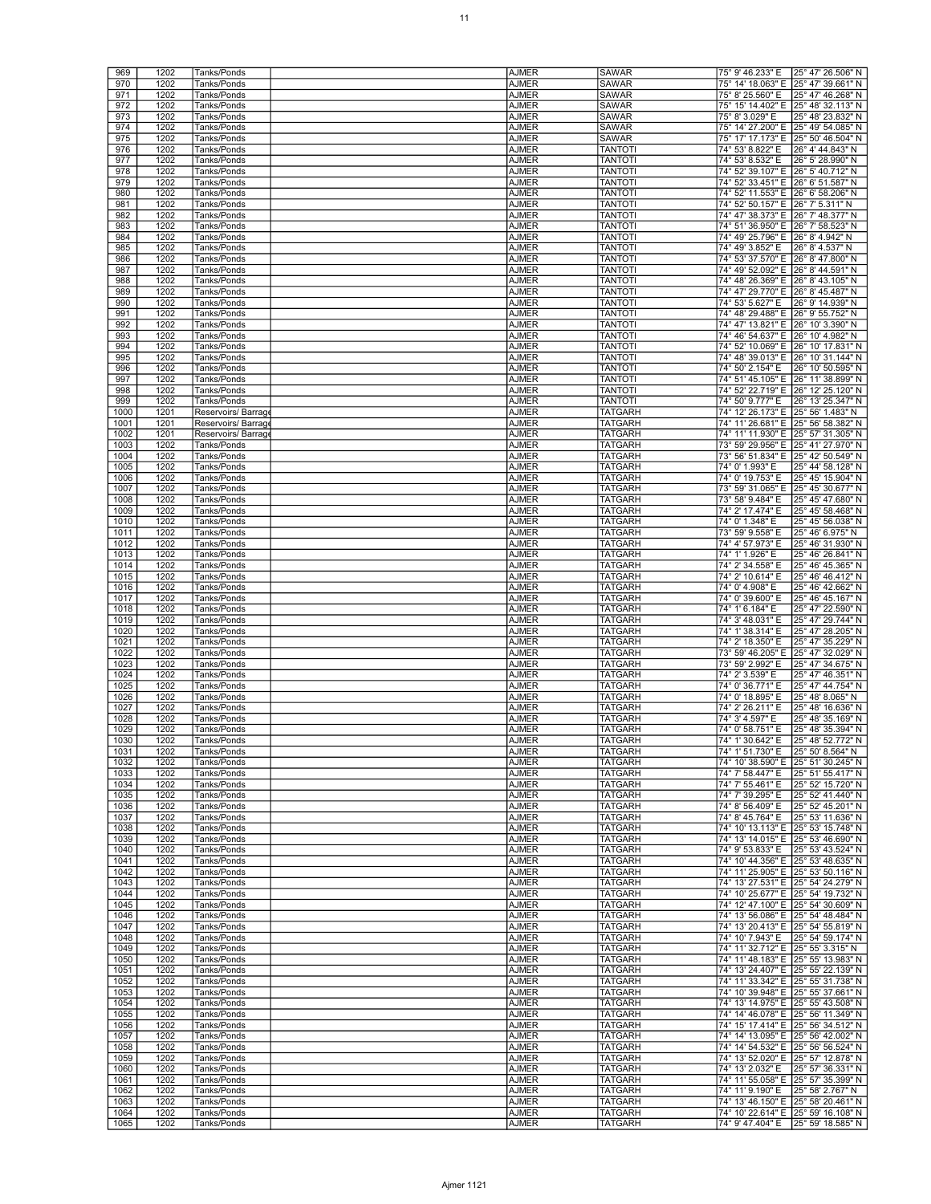| 969 | 1202 | Tanks/Ponds | | AJMER | SAWAR | 75° 9' 46.233" E | 25° 47' 26.506" N |
|---|---|---|---|---|---|---|---|
| 970 | 1202 | Tanks/Ponds | | AJMER | SAWAR | 75° 14' 18.063" E | 25° 47' 39.661" N |
| 971 | 1202 | Tanks/Ponds | | AJMER | SAWAR | 75° 8' 25.560" E | 25° 47' 46.268" N |
| 972 | 1202 | Tanks/Ponds | | AJMER | SAWAR | 75° 15' 14.402" E | 25° 48' 32.113" N |
| 973 | 1202 | Tanks/Ponds | | AJMER | SAWAR | 75° 8' 3.029" E | 25° 48' 23.832" N |
| 974 | 1202 | Tanks/Ponds | | AJMER | SAWAR | 75° 14' 27.200" E | 25° 49' 54.085" N |
| 975 | 1202 | Tanks/Ponds | | AJMER | SAWAR | 75° 17' 17.173" E | 25° 50' 46.504" N |
| 976 | 1202 | Tanks/Ponds | | AJMER | TANTOTI | 74° 53' 8.822" E | 26° 4' 44.843" N |
| 977 | 1202 | Tanks/Ponds | | AJMER | TANTOTI | 74° 53' 8.532" E | 26° 5' 28.990" N |
| 978 | 1202 | Tanks/Ponds | | AJMER | TANTOTI | 74° 52' 39.107" E | 26° 5' 40.712" N |
| 979 | 1202 | Tanks/Ponds | | AJMER | TANTOTI | 74° 52' 33.451" E | 26° 6' 51.587" N |
| 980 | 1202 | Tanks/Ponds | | AJMER | TANTOTI | 74° 52' 11.553" E | 26° 6' 58.206" N |
| 981 | 1202 | Tanks/Ponds | | AJMER | TANTOTI | 74° 52' 50.157" E | 26° 7' 5.311" N |
| 982 | 1202 | Tanks/Ponds | | AJMER | TANTOTI | 74° 47' 38.373" E | 26° 7' 48.377" N |
| 983 | 1202 | Tanks/Ponds | | AJMER | TANTOTI | 74° 51' 36.950" E | 26° 7' 58.523" N |
| 984 | 1202 | Tanks/Ponds | | AJMER | TANTOTI | 74° 49' 25.796" E | 26° 8' 4.942" N |
| 985 | 1202 | Tanks/Ponds | | AJMER | TANTOTI | 74° 49' 3.852" E | 26° 8' 4.537" N |
| 986 | 1202 | Tanks/Ponds | | AJMER | TANTOTI | 74° 53' 37.570" E | 26° 8' 47.800" N |
| 987 | 1202 | Tanks/Ponds | | AJMER | TANTOTI | 74° 49' 52.092" E | 26° 8' 44.591" N |
| 988 | 1202 | Tanks/Ponds | | AJMER | TANTOTI | 74° 48' 26.369" E | 26° 8' 43.105" N |
| 989 | 1202 | Tanks/Ponds | | AJMER | TANTOTI | 74° 47' 29.770" E | 26° 8' 45.487" N |
| 990 | 1202 | Tanks/Ponds | | AJMER | TANTOTI | 74° 53' 5.627" E | 26° 9' 14.939" N |
| 991 | 1202 | Tanks/Ponds | | AJMER | TANTOTI | 74° 48' 29.488" E | 26° 9' 55.752" N |
| 992 | 1202 | Tanks/Ponds | | AJMER | TANTOTI | 74° 47' 13.821" E | 26° 10' 3.390" N |
| 993 | 1202 | Tanks/Ponds | | AJMER | TANTOTI | 74° 46' 54.637" E | 26° 10' 4.982" N |
| 994 | 1202 | Tanks/Ponds | | AJMER | TANTOTI | 74° 52' 10.069" E | 26° 10' 17.831" N |
| 995 | 1202 | Tanks/Ponds | | AJMER | TANTOTI | 74° 48' 39.013" E | 26° 10' 31.144" N |
| 996 | 1202 | Tanks/Ponds | | AJMER | TANTOTI | 74° 50' 2.154" E | 26° 10' 50.595" N |
| 997 | 1202 | Tanks/Ponds | | AJMER | TANTOTI | 74° 51' 45.105" E | 26° 11' 38.899" N |
| 998 | 1202 | Tanks/Ponds | | AJMER | TANTOTI | 74° 52' 22.719" E | 26° 12' 25.120" N |
| 999 | 1202 | Tanks/Ponds | | AJMER | TANTOTI | 74° 50' 9.777" E | 26° 13' 25.347" N |
| 1000 | 1201 | Reservoirs/ Barrage | | AJMER | TATGARH | 74° 12' 26.173" E | 25° 56' 1.483" N |
| 1001 | 1201 | Reservoirs/ Barrage | | AJMER | TATGARH | 74° 11' 26.681" E | 25° 56' 58.382" N |
| 1002 | 1201 | Reservoirs/ Barrage | | AJMER | TATGARH | 74° 11' 11.930" E | 25° 57' 31.305" N |
| 1003 | 1202 | Tanks/Ponds | | AJMER | TATGARH | 73° 59' 29.956" E | 25° 41' 27.970" N |
| 1004 | 1202 | Tanks/Ponds | | AJMER | TATGARH | 73° 56' 51.834" E | 25° 42' 50.549" N |
| 1005 | 1202 | Tanks/Ponds | | AJMER | TATGARH | 74° 0' 1.993" E | 25° 44' 58.128" N |
| 1006 | 1202 | Tanks/Ponds | | AJMER | TATGARH | 74° 0' 19.753" E | 25° 45' 15.904" N |
| 1007 | 1202 | Tanks/Ponds | | AJMER | TATGARH | 73° 59' 31.065" E | 25° 45' 30.677" N |
| 1008 | 1202 | Tanks/Ponds | | AJMER | TATGARH | 73° 58' 9.484" E | 25° 45' 47.680" N |
| 1009 | 1202 | Tanks/Ponds | | AJMER | TATGARH | 74° 2' 17.474" E | 25° 45' 58.468" N |
| 1010 | 1202 | Tanks/Ponds | | AJMER | TATGARH | 74° 0' 1.348" E | 25° 45' 56.038" N |
| 1011 | 1202 | Tanks/Ponds | | AJMER | TATGARH | 73° 59' 9.558" E | 25° 46' 6.975" N |
| 1012 | 1202 | Tanks/Ponds | | AJMER | TATGARH | 74° 4' 57.973" E | 25° 46' 31.930" N |
| 1013 | 1202 | Tanks/Ponds | | AJMER | TATGARH | 74° 1' 1.926" E | 25° 46' 26.841" N |
| 1014 | 1202 | Tanks/Ponds | | AJMER | TATGARH | 74° 2' 34.558" E | 25° 46' 45.365" N |
| 1015 | 1202 | Tanks/Ponds | | AJMER | TATGARH | 74° 2' 10.614" E | 25° 46' 46.412" N |
| 1016 | 1202 | Tanks/Ponds | | AJMER | TATGARH | 74° 0' 4.908" E | 25° 46' 42.662" N |
| 1017 | 1202 | Tanks/Ponds | | AJMER | TATGARH | 74° 0' 39.600" E | 25° 46' 45.167" N |
| 1018 | 1202 | Tanks/Ponds | | AJMER | TATGARH | 74° 1' 6.184" E | 25° 47' 22.590" N |
| 1019 | 1202 | Tanks/Ponds | | AJMER | TATGARH | 74° 3' 48.031" E | 25° 47' 29.744" N |
| 1020 | 1202 | Tanks/Ponds | | AJMER | TATGARH | 74° 1' 38.314" E | 25° 47' 28.205" N |
| 1021 | 1202 | Tanks/Ponds | | AJMER | TATGARH | 74° 2' 18.350" E | 25° 47' 35.229" N |
| 1022 | 1202 | Tanks/Ponds | | AJMER | TATGARH | 73° 59' 46.205" E | 25° 47' 32.029" N |
| 1023 | 1202 | Tanks/Ponds | | AJMER | TATGARH | 73° 59' 2.992" E | 25° 47' 34.675" N |
| 1024 | 1202 | Tanks/Ponds | | AJMER | TATGARH | 74° 2' 3.539" E | 25° 47' 46.351" N |
| 1025 | 1202 | Tanks/Ponds | | AJMER | TATGARH | 74° 0' 36.771" E | 25° 47' 44.754" N |
| 1026 | 1202 | Tanks/Ponds | | AJMER | TATGARH | 74° 0' 18.895" E | 25° 48' 8.065" N |
| 1027 | 1202 | Tanks/Ponds | | AJMER | TATGARH | 74° 2' 26.211" E | 25° 48' 16.636" N |
| 1028 | 1202 | Tanks/Ponds | | AJMER | TATGARH | 74° 3' 4.597" E | 25° 48' 35.169" N |
| 1029 | 1202 | Tanks/Ponds | | AJMER | TATGARH | 74° 0' 58.751" E | 25° 48' 35.394" N |
| 1030 | 1202 | Tanks/Ponds | | AJMER | TATGARH | 74° 1' 30.642" E | 25° 48' 52.772" N |
| 1031 | 1202 | Tanks/Ponds | | AJMER | TATGARH | 74° 1' 51.730" E | 25° 50' 8.564" N |
| 1032 | 1202 | Tanks/Ponds | | AJMER | TATGARH | 74° 10' 38.590" E | 25° 51' 30.245" N |
| 1033 | 1202 | Tanks/Ponds | | AJMER | TATGARH | 74° 7' 58.447" E | 25° 51' 55.417" N |
| 1034 | 1202 | Tanks/Ponds | | AJMER | TATGARH | 74° 7' 55.461" E | 25° 52' 15.720" N |
| 1035 | 1202 | Tanks/Ponds | | AJMER | TATGARH | 74° 7' 39.295" E | 25° 52' 41.440" N |
| 1036 | 1202 | Tanks/Ponds | | AJMER | TATGARH | 74° 8' 56.409" E | 25° 52' 45.201" N |
| 1037 | 1202 | Tanks/Ponds | | AJMER | TATGARH | 74° 8' 45.764" E | 25° 53' 11.636" N |
| 1038 | 1202 | Tanks/Ponds | | AJMER | TATGARH | 74° 10' 13.113" E | 25° 53' 15.748" N |
| 1039 | 1202 | Tanks/Ponds | | AJMER | TATGARH | 74° 13' 14.015" E | 25° 53' 46.690" N |
| 1040 | 1202 | Tanks/Ponds | | AJMER | TATGARH | 74° 9' 53.833" E | 25° 53' 43.524" N |
| 1041 | 1202 | Tanks/Ponds | | AJMER | TATGARH | 74° 10' 44.356" E | 25° 53' 48.635" N |
| 1042 | 1202 | Tanks/Ponds | | AJMER | TATGARH | 74° 11' 25.905" E | 25° 53' 50.116" N |
| 1043 | 1202 | Tanks/Ponds | | AJMER | TATGARH | 74° 13' 27.531" E | 25° 54' 24.279" N |
| 1044 | 1202 | Tanks/Ponds | | AJMER | TATGARH | 74° 10' 25.677" E | 25° 54' 19.732" N |
| 1045 | 1202 | Tanks/Ponds | | AJMER | TATGARH | 74° 12' 47.100" E | 25° 54' 30.609" N |
| 1046 | 1202 | Tanks/Ponds | | AJMER | TATGARH | 74° 13' 56.086" E | 25° 54' 48.484" N |
| 1047 | 1202 | Tanks/Ponds | | AJMER | TATGARH | 74° 13' 20.413" E | 25° 54' 55.819" N |
| 1048 | 1202 | Tanks/Ponds | | AJMER | TATGARH | 74° 10' 7.943" E | 25° 54' 59.174" N |
| 1049 | 1202 | Tanks/Ponds | | AJMER | TATGARH | 74° 11' 32.712" E | 25° 55' 3.315" N |
| 1050 | 1202 | Tanks/Ponds | | AJMER | TATGARH | 74° 11' 48.183" E | 25° 55' 13.983" N |
| 1051 | 1202 | Tanks/Ponds | | AJMER | TATGARH | 74° 13' 24.407" E | 25° 55' 22.139" N |
| 1052 | 1202 | Tanks/Ponds | | AJMER | TATGARH | 74° 11' 33.342" E | 25° 55' 31.738" N |
| 1053 | 1202 | Tanks/Ponds | | AJMER | TATGARH | 74° 10' 39.948" E | 25° 55' 37.661" N |
| 1054 | 1202 | Tanks/Ponds | | AJMER | TATGARH | 74° 13' 14.975" E | 25° 55' 43.508" N |
| 1055 | 1202 | Tanks/Ponds | | AJMER | TATGARH | 74° 14' 46.078" E | 25° 56' 11.349" N |
| 1056 | 1202 | Tanks/Ponds | | AJMER | TATGARH | 74° 15' 17.414" E | 25° 56' 34.512" N |
| 1057 | 1202 | Tanks/Ponds | | AJMER | TATGARH | 74° 14' 13.095" E | 25° 56' 42.002" N |
| 1058 | 1202 | Tanks/Ponds | | AJMER | TATGARH | 74° 14' 54.532" E | 25° 56' 56.524" N |
| 1059 | 1202 | Tanks/Ponds | | AJMER | TATGARH | 74° 13' 52.020" E | 25° 57' 12.878" N |
| 1060 | 1202 | Tanks/Ponds | | AJMER | TATGARH | 74° 13' 2.032" E | 25° 57' 36.331" N |
| 1061 | 1202 | Tanks/Ponds | | AJMER | TATGARH | 74° 11' 55.058" E | 25° 57' 35.399" N |
| 1062 | 1202 | Tanks/Ponds | | AJMER | TATGARH | 74° 11' 9.190" E | 25° 58' 2.767" N |
| 1063 | 1202 | Tanks/Ponds | | AJMER | TATGARH | 74° 13' 46.150" E | 25° 58' 20.461" N |
| 1064 | 1202 | Tanks/Ponds | | AJMER | TATGARH | 74° 10' 22.614" E | 25° 59' 16.108" N |
| 1065 | 1202 | Tanks/Ponds | | AJMER | TATGARH | 74° 9' 47.404" E | 25° 59' 18.585" N |

Ajmer 1121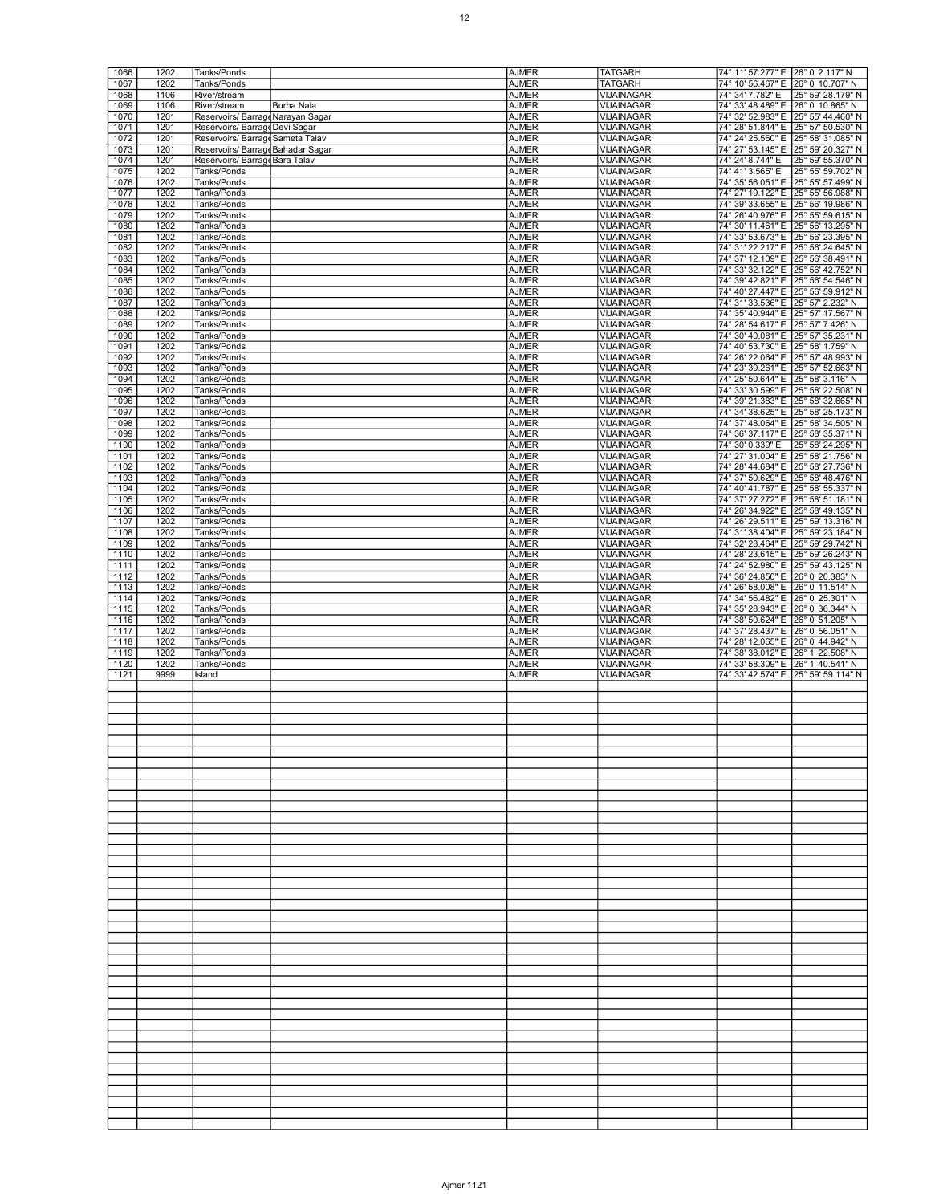| | | | | | | | |
|---|---|---|---|---|---|---|---|
| 1066 | 1202 | Tanks/Ponds | | AJMER | TATGARH | 74° 11' 57.277" E | 26° 0' 2.117" N |
| 1067 | 1202 | Tanks/Ponds | | AJMER | TATGARH | 74° 10' 56.467" E | 26° 0' 10.707" N |
| 1068 | 1106 | River/stream | | AJMER | VIJAINAGAR | 74° 34' 7.782" E | 25° 59' 28.179" N |
| 1069 | 1106 | River/stream | Burha Nala | AJMER | VIJAINAGAR | 74° 33' 48.489" E | 26° 0' 10.865" N |
| 1070 | 1201 | Reservoirs/ Barrage | Narayan Sagar | AJMER | VIJAINAGAR | 74° 32' 52.983" E | 25° 55' 44.460" N |
| 1071 | 1201 | Reservoirs/ Barrage | Devi Sagar | AJMER | VIJAINAGAR | 74° 28' 51.844" E | 25° 57' 50.530" N |
| 1072 | 1201 | Reservoirs/ Barrage | Sameta Talav | AJMER | VIJAINAGAR | 74° 24' 25.560" E | 25° 58' 31.085" N |
| 1073 | 1201 | Reservoirs/ Barrage | Bahadar Sagar | AJMER | VIJAINAGAR | 74° 27' 53.145" E | 25° 59' 20.327" N |
| 1074 | 1201 | Reservoirs/ Barrage | Bara Talav | AJMER | VIJAINAGAR | 74° 24' 8.744" E | 25° 59' 55.370" N |
| 1075 | 1202 | Tanks/Ponds | | AJMER | VIJAINAGAR | 74° 41' 3.565" E | 25° 55' 59.702" N |
| 1076 | 1202 | Tanks/Ponds | | AJMER | VIJAINAGAR | 74° 35' 56.051" E | 25° 55' 57.499" N |
| 1077 | 1202 | Tanks/Ponds | | AJMER | VIJAINAGAR | 74° 27' 19.122" E | 25° 55' 56.988" N |
| 1078 | 1202 | Tanks/Ponds | | AJMER | VIJAINAGAR | 74° 39' 33.655" E | 25° 56' 19.986" N |
| 1079 | 1202 | Tanks/Ponds | | AJMER | VIJAINAGAR | 74° 26' 40.976" E | 25° 55' 59.615" N |
| 1080 | 1202 | Tanks/Ponds | | AJMER | VIJAINAGAR | 74° 30' 11.461" E | 25° 56' 13.295" N |
| 1081 | 1202 | Tanks/Ponds | | AJMER | VIJAINAGAR | 74° 33' 53.673" E | 25° 56' 23.395" N |
| 1082 | 1202 | Tanks/Ponds | | AJMER | VIJAINAGAR | 74° 31' 22.217" E | 25° 56' 24.645" N |
| 1083 | 1202 | Tanks/Ponds | | AJMER | VIJAINAGAR | 74° 37' 12.109" E | 25° 56' 38.491" N |
| 1084 | 1202 | Tanks/Ponds | | AJMER | VIJAINAGAR | 74° 33' 32.122" E | 25° 56' 42.752" N |
| 1085 | 1202 | Tanks/Ponds | | AJMER | VIJAINAGAR | 74° 39' 42.821" E | 25° 56' 54.546" N |
| 1086 | 1202 | Tanks/Ponds | | AJMER | VIJAINAGAR | 74° 40' 27.447" E | 25° 56' 59.912" N |
| 1087 | 1202 | Tanks/Ponds | | AJMER | VIJAINAGAR | 74° 31' 33.536" E | 25° 57' 2.232" N |
| 1088 | 1202 | Tanks/Ponds | | AJMER | VIJAINAGAR | 74° 35' 40.944" E | 25° 57' 17.567" N |
| 1089 | 1202 | Tanks/Ponds | | AJMER | VIJAINAGAR | 74° 28' 54.617" E | 25° 57' 7.426" N |
| 1090 | 1202 | Tanks/Ponds | | AJMER | VIJAINAGAR | 74° 30' 40.081" E | 25° 57' 35.231" N |
| 1091 | 1202 | Tanks/Ponds | | AJMER | VIJAINAGAR | 74° 40' 53.730" E | 25° 58' 1.759" N |
| 1092 | 1202 | Tanks/Ponds | | AJMER | VIJAINAGAR | 74° 26' 22.064" E | 25° 57' 48.993" N |
| 1093 | 1202 | Tanks/Ponds | | AJMER | VIJAINAGAR | 74° 23' 39.261" E | 25° 57' 52.663" N |
| 1094 | 1202 | Tanks/Ponds | | AJMER | VIJAINAGAR | 74° 25' 50.644" E | 25° 58' 3.116" N |
| 1095 | 1202 | Tanks/Ponds | | AJMER | VIJAINAGAR | 74° 33' 30.599" E | 25° 58' 22.508" N |
| 1096 | 1202 | Tanks/Ponds | | AJMER | VIJAINAGAR | 74° 39' 21.383" E | 25° 58' 32.665" N |
| 1097 | 1202 | Tanks/Ponds | | AJMER | VIJAINAGAR | 74° 34' 38.625" E | 25° 58' 25.173" N |
| 1098 | 1202 | Tanks/Ponds | | AJMER | VIJAINAGAR | 74° 37' 48.064" E | 25° 58' 34.505" N |
| 1099 | 1202 | Tanks/Ponds | | AJMER | VIJAINAGAR | 74° 36' 37.117" E | 25° 58' 35.371" N |
| 1100 | 1202 | Tanks/Ponds | | AJMER | VIJAINAGAR | 74° 30' 0.339" E | 25° 58' 24.295" N |
| 1101 | 1202 | Tanks/Ponds | | AJMER | VIJAINAGAR | 74° 27' 31.004" E | 25° 58' 21.756" N |
| 1102 | 1202 | Tanks/Ponds | | AJMER | VIJAINAGAR | 74° 28' 44.684" E | 25° 58' 27.736" N |
| 1103 | 1202 | Tanks/Ponds | | AJMER | VIJAINAGAR | 74° 37' 50.629" E | 25° 58' 48.476" N |
| 1104 | 1202 | Tanks/Ponds | | AJMER | VIJAINAGAR | 74° 40' 41.787" E | 25° 58' 55.337" N |
| 1105 | 1202 | Tanks/Ponds | | AJMER | VIJAINAGAR | 74° 37' 27.272" E | 25° 58' 51.181" N |
| 1106 | 1202 | Tanks/Ponds | | AJMER | VIJAINAGAR | 74° 26' 34.922" E | 25° 58' 49.135" N |
| 1107 | 1202 | Tanks/Ponds | | AJMER | VIJAINAGAR | 74° 26' 29.511" E | 25° 59' 13.316" N |
| 1108 | 1202 | Tanks/Ponds | | AJMER | VIJAINAGAR | 74° 31' 38.404" E | 25° 59' 23.184" N |
| 1109 | 1202 | Tanks/Ponds | | AJMER | VIJAINAGAR | 74° 32' 28.464" E | 25° 59' 29.742" N |
| 1110 | 1202 | Tanks/Ponds | | AJMER | VIJAINAGAR | 74° 28' 23.615" E | 25° 59' 26.243" N |
| 1111 | 1202 | Tanks/Ponds | | AJMER | VIJAINAGAR | 74° 24' 52.980" E | 25° 59' 43.125" N |
| 1112 | 1202 | Tanks/Ponds | | AJMER | VIJAINAGAR | 74° 36' 24.850" E | 26° 0' 20.383" N |
| 1113 | 1202 | Tanks/Ponds | | AJMER | VIJAINAGAR | 74° 26' 58.008" E | 26° 0' 11.514" N |
| 1114 | 1202 | Tanks/Ponds | | AJMER | VIJAINAGAR | 74° 34' 56.482" E | 26° 0' 25.301" N |
| 1115 | 1202 | Tanks/Ponds | | AJMER | VIJAINAGAR | 74° 35' 28.943" E | 26° 0' 36.344" N |
| 1116 | 1202 | Tanks/Ponds | | AJMER | VIJAINAGAR | 74° 38' 50.624" E | 26° 0' 51.205" N |
| 1117 | 1202 | Tanks/Ponds | | AJMER | VIJAINAGAR | 74° 37' 28.437" E | 26° 0' 56.051" N |
| 1118 | 1202 | Tanks/Ponds | | AJMER | VIJAINAGAR | 74° 28' 12.065" E | 26° 0' 44.942" N |
| 1119 | 1202 | Tanks/Ponds | | AJMER | VIJAINAGAR | 74° 38' 38.012" E | 26° 1' 22.508" N |
| 1120 | 1202 | Tanks/Ponds | | AJMER | VIJAINAGAR | 74° 33' 58.309" E | 26° 1' 40.541" N |
| 1121 | 9999 | Island | | AJMER | VIJAINAGAR | 74° 33' 42.574" E | 25° 59' 59.114" N |

Ajmer 1121